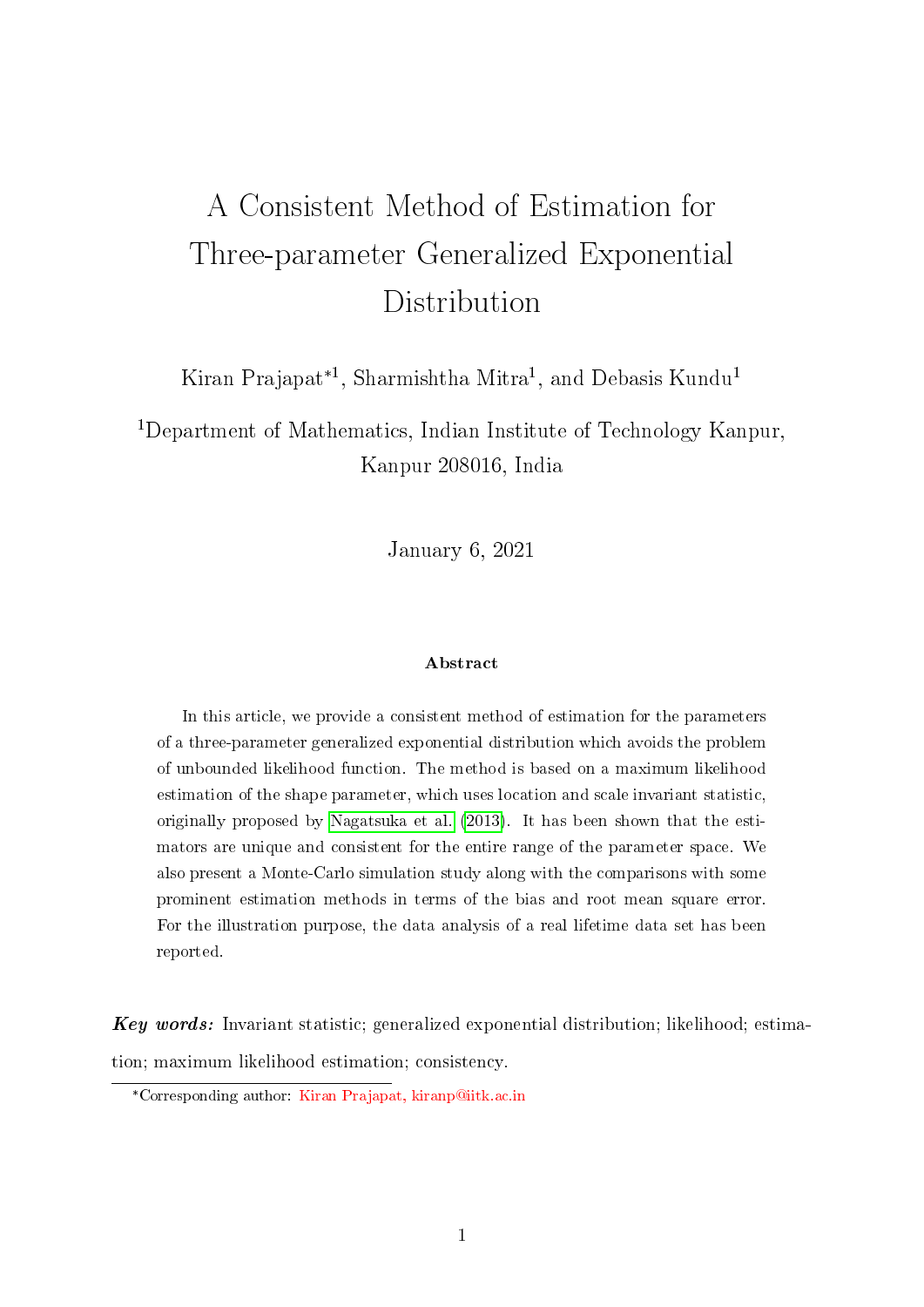# A Consistent Method of Estimation for Three-parameter Generalized Exponential Distribution

Kiran Prajapat*[1], Sharmishtha Mitra[1], and Debasis Kundu[1]

[1]Department of Mathematics, Indian Institute of Technology Kanpur, Kanpur 208016, India

January 6, 2021

### Abstract

In this article, we provide a consistent method of estimation for the parameters of a three-parameter generalized exponential distribution which avoids the problem of unbounded likelihood function. The method is based on a maximum likelihood estimation of the shape parameter, which uses location and scale invariant statistic, originally proposed by Nagatsuka et al. (2013). It has been shown that the estimators are unique and consistent for the entire range of the parameter space. We also present a Monte-Carlo simulation study along with the comparisons with some prominent estimation methods in terms of the bias and root mean square error. For the illustration purpose, the data analysis of a real lifetime data set has been reported.

***Key words:*** Invariant statistic; generalized exponential distribution; likelihood; estimation; maximum likelihood estimation; consistency.

*Corresponding author: Kiran Prajapat, kiranp@iitk.ac.in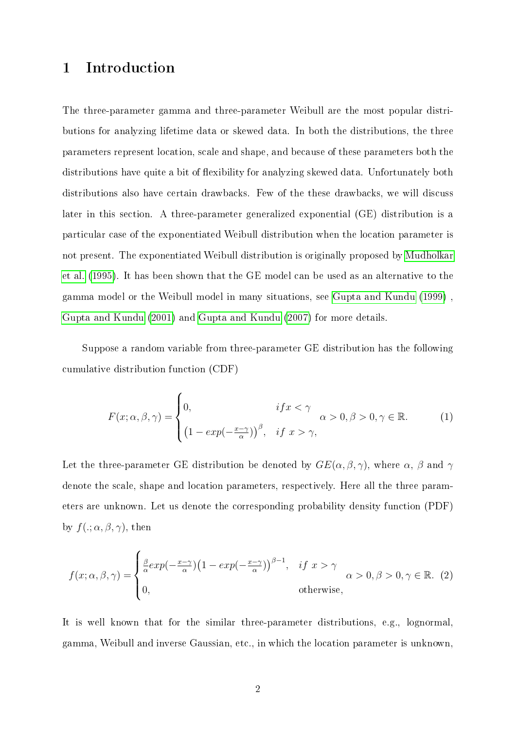# 1 Introduction

The three-parameter gamma and three-parameter Weibull are the most popular distributions for analyzing lifetime data or skewed data. In both the distributions, the three parameters represent location, scale and shape, and because of these parameters both the distributions have quite a bit of flexibility for analyzing skewed data. Unfortunately both distributions also have certain drawbacks. Few of the these drawbacks, we will discuss later in this section. A three-parameter generalized exponential (GE) distribution is a particular case of the exponentiated Weibull distribution when the location parameter is not present. The exponentiated Weibull distribution is originally proposed by Mudholkar et al. (1995). It has been shown that the GE model can be used as an alternative to the gamma model or the Weibull model in many situations, see Gupta and Kundu (1999) , Gupta and Kundu (2001) and Gupta and Kundu (2007) for more details.

Suppose a random variable from three-parameter GE distribution has the following cumulative distribution function (CDF)

$$F(x;\alpha,\beta,\gamma)=\begin{cases}0, & if x<\gamma \\ \left(1-exp(-\frac{x-\gamma}{\alpha})\right)^{\beta}, & if\ x>\gamma,\end{cases} \quad \alpha>0,\beta>0,\gamma\in\mathbb{R}. \tag{1}$$

Let the three-parameter GE distribution be denoted by $GE(\alpha,\beta,\gamma)$, where $\alpha$, $\beta$ and $\gamma$ denote the scale, shape and location parameters, respectively. Here all the three parameters are unknown. Let us denote the corresponding probability density function (PDF) by $f(.;\alpha,\beta,\gamma)$, then

$$f(x;\alpha,\beta,\gamma)=\begin{cases}\frac{\beta}{\alpha}exp(-\frac{x-\gamma}{\alpha})\left(1-exp(-\frac{x-\gamma}{\alpha})\right)^{\beta-1}, & if\ x>\gamma \\ 0, & \text{otherwise},\end{cases} \quad \alpha>0,\beta>0,\gamma\in\mathbb{R}. \tag{2}$$

It is well known that for the similar three-parameter distributions, e.g., lognormal, gamma, Weibull and inverse Gaussian, etc., in which the location parameter is unknown,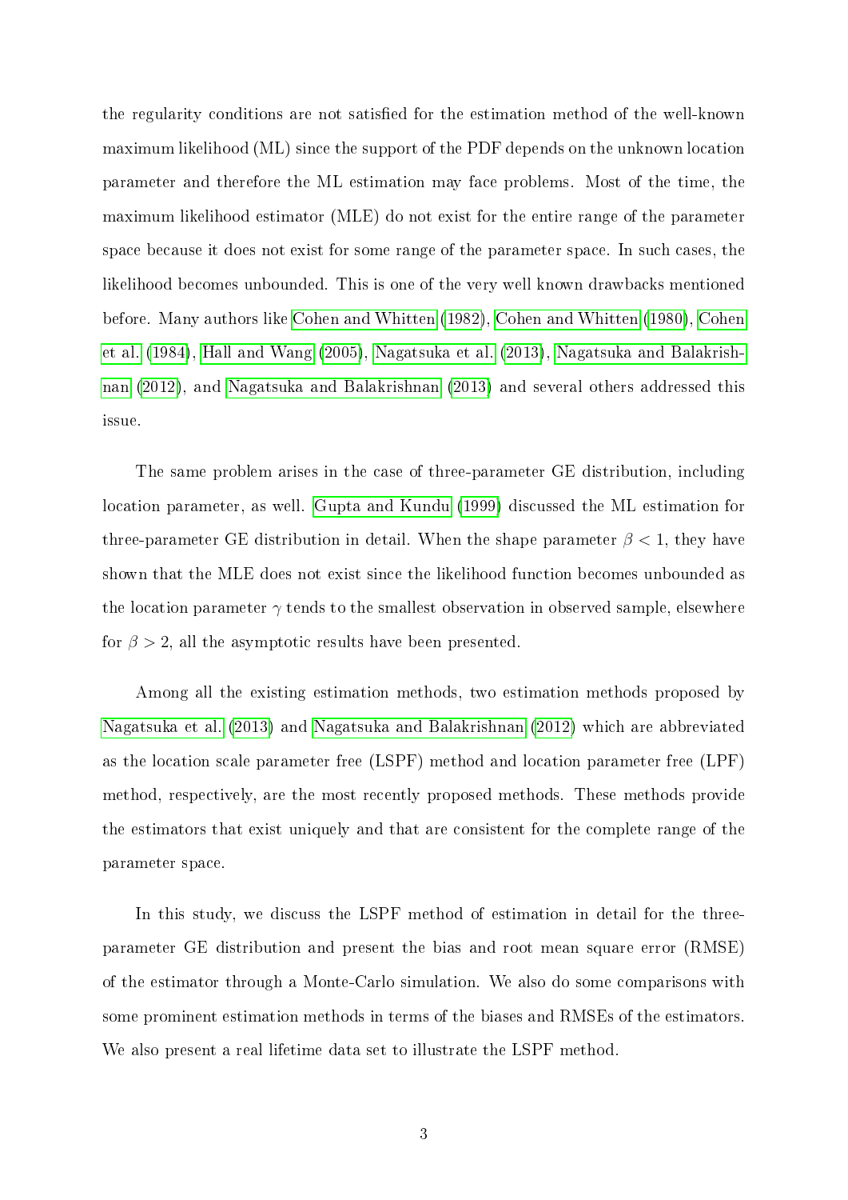the regularity conditions are not satisfied for the estimation method of the well-known maximum likelihood (ML) since the support of the PDF depends on the unknown location parameter and therefore the ML estimation may face problems. Most of the time, the maximum likelihood estimator (MLE) do not exist for the entire range of the parameter space because it does not exist for some range of the parameter space. In such cases, the likelihood becomes unbounded. This is one of the very well known drawbacks mentioned before. Many authors like Cohen and Whitten (1982), Cohen and Whitten (1980), Cohen et al. (1984), Hall and Wang (2005), Nagatsuka et al. (2013), Nagatsuka and Balakrishnan (2012), and Nagatsuka and Balakrishnan (2013) and several others addressed this issue.

The same problem arises in the case of three-parameter GE distribution, including location parameter, as well. Gupta and Kundu (1999) discussed the ML estimation for three-parameter GE distribution in detail. When the shape parameter $\beta < 1$, they have shown that the MLE does not exist since the likelihood function becomes unbounded as the location parameter $\gamma$ tends to the smallest observation in observed sample, elsewhere for $\beta > 2$, all the asymptotic results have been presented.

Among all the existing estimation methods, two estimation methods proposed by Nagatsuka et al. (2013) and Nagatsuka and Balakrishnan (2012) which are abbreviated as the location scale parameter free (LSPF) method and location parameter free (LPF) method, respectively, are the most recently proposed methods. These methods provide the estimators that exist uniquely and that are consistent for the complete range of the parameter space.

In this study, we discuss the LSPF method of estimation in detail for the three-parameter GE distribution and present the bias and root mean square error (RMSE) of the estimator through a Monte-Carlo simulation. We also do some comparisons with some prominent estimation methods in terms of the biases and RMSEs of the estimators. We also present a real lifetime data set to illustrate the LSPF method.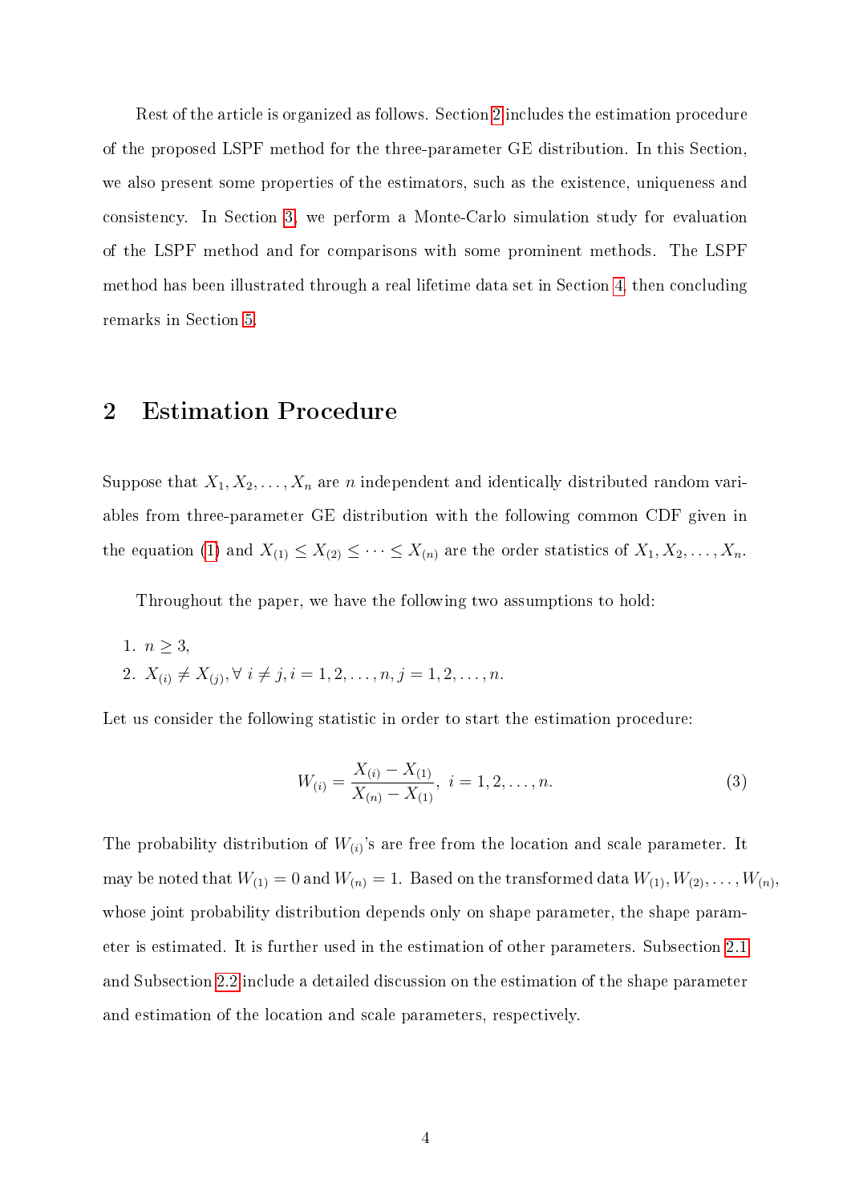Rest of the article is organized as follows. Section 2 includes the estimation procedure of the proposed LSPF method for the three-parameter GE distribution. In this Section, we also present some properties of the estimators, such as the existence, uniqueness and consistency. In Section 3, we perform a Monte-Carlo simulation study for evaluation of the LSPF method and for comparisons with some prominent methods. The LSPF method has been illustrated through a real lifetime data set in Section 4, then concluding remarks in Section 5.

## 2 Estimation Procedure

Suppose that $X_1, X_2, \ldots, X_n$ are $n$ independent and identically distributed random variables from three-parameter GE distribution with the following common CDF given in the equation (1) and $X_{(1)} \leq X_{(2)} \leq \cdots \leq X_{(n)}$ are the order statistics of $X_1, X_2, \ldots, X_n$.

Throughout the paper, we have the following two assumptions to hold:

1. $n \geq 3$,
2. $X_{(i)} \neq X_{(j)}, \forall\ i \neq j, i = 1, 2, \ldots, n, j = 1, 2, \ldots, n$.

Let us consider the following statistic in order to start the estimation procedure:

$$W_{(i)} = \frac{X_{(i)} - X_{(1)}}{X_{(n)} - X_{(1)}},\ i = 1, 2, \ldots, n. \tag{3}$$

The probability distribution of $W_{(i)}$'s are free from the location and scale parameter. It may be noted that $W_{(1)} = 0$ and $W_{(n)} = 1$. Based on the transformed data $W_{(1)}, W_{(2)}, \ldots, W_{(n)}$, whose joint probability distribution depends only on shape parameter, the shape parameter is estimated. It is further used in the estimation of other parameters. Subsection 2.1 and Subsection 2.2 include a detailed discussion on the estimation of the shape parameter and estimation of the location and scale parameters, respectively.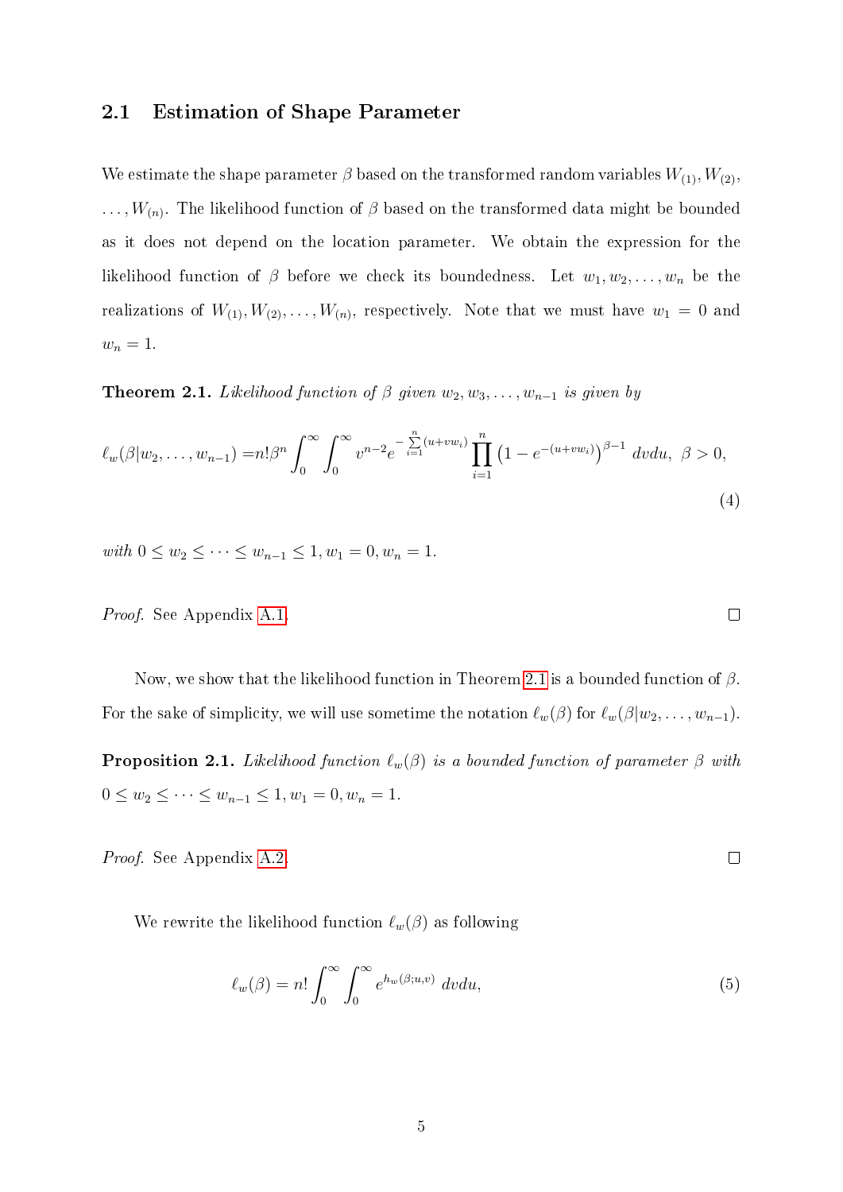### 2.1 Estimation of Shape Parameter

We estimate the shape parameter $\beta$ based on the transformed random variables $W_{(1)}, W_{(2)}, \ldots, W_{(n)}$. The likelihood function of $\beta$ based on the transformed data might be bounded as it does not depend on the location parameter. We obtain the expression for the likelihood function of $\beta$ before we check its boundedness. Let $w_1, w_2, \ldots, w_n$ be the realizations of $W_{(1)}, W_{(2)}, \ldots, W_{(n)}$, respectively. Note that we must have $w_1 = 0$ and $w_n = 1$.

**Theorem 2.1.** *Likelihood function of $\beta$ given $w_2, w_3, \ldots, w_{n-1}$ is given by*

$$\ell_w(\beta|w_2,\ldots,w_{n-1}) = n!\beta^n \int_0^\infty \int_0^\infty v^{n-2} e^{-\sum_{i=1}^{n}(u+vw_i)} \prod_{i=1}^{n} \left(1-e^{-(u+vw_i)}\right)^{\beta-1} dvdu, \;\; \beta > 0, \tag{4}$$

*with $0 \leq w_2 \leq \cdots \leq w_{n-1} \leq 1, w_1 = 0, w_n = 1$.*

*Proof.* See Appendix A.1. ◻

Now, we show that the likelihood function in Theorem 2.1 is a bounded function of $\beta$. For the sake of simplicity, we will use sometime the notation $\ell_w(\beta)$ for $\ell_w(\beta|w_2,\ldots,w_{n-1})$.

**Proposition 2.1.** *Likelihood function $\ell_w(\beta)$ is a bounded function of parameter $\beta$ with $0 \leq w_2 \leq \cdots \leq w_{n-1} \leq 1, w_1 = 0, w_n = 1$.*

*Proof.* See Appendix A.2. ◻

We rewrite the likelihood function $\ell_w(\beta)$ as following

$$\ell_w(\beta) = n! \int_0^\infty \int_0^\infty e^{h_w(\beta;u,v)} \, dvdu, \tag{5}$$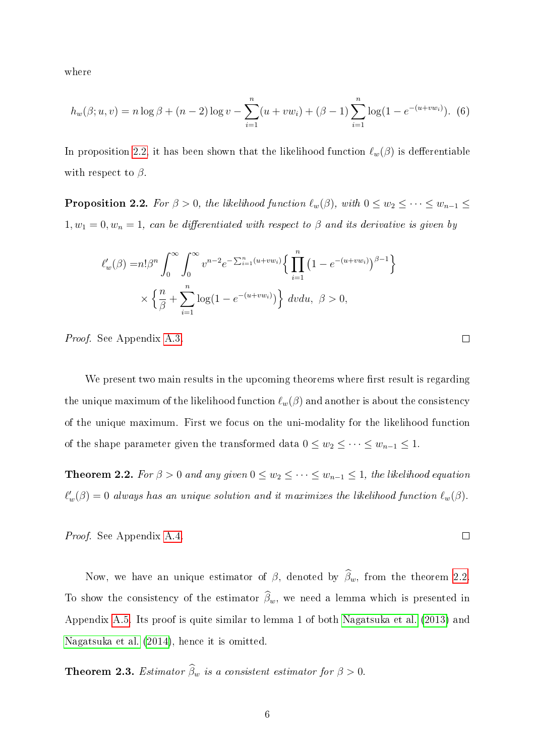where

$$h_w(\beta; u, v) = n \log \beta + (n-2) \log v - \sum_{i=1}^{n} (u + v w_i) + (\beta - 1) \sum_{i=1}^{n} \log(1 - e^{-(u+vw_i)}). \quad (6)$$

In proposition 2.2 it has been shown that the likelihood function $\ell_w(\beta)$ is defferentiable with respect to $\beta$.

**Proposition 2.2.** *For $\beta > 0$, the likelihood function $\ell_w(\beta)$, with $0 \le w_2 \le \cdots \le w_{n-1} \le 1, w_1 = 0, w_n = 1$, can be differentiated with respect to $\beta$ and its derivative is given by*

$$\begin{aligned}
\ell_w'(\beta) =& n! \beta^n \int_0^\infty \int_0^\infty v^{n-2} e^{-\sum_{i=1}^{n}(u+vw_i)} \Big\{ \prod_{i=1}^{n} \left(1 - e^{-(u+vw_i)}\right)^{\beta - 1} \Big\} \\
&\times \Big\{ \frac{n}{\beta} + \sum_{i=1}^{n} \log(1 - e^{-(u+vw_i)}) \Big\} \, dv du, \;\; \beta > 0,
\end{aligned}$$

*Proof.* See Appendix A.3. □

We present two main results in the upcoming theorems where first result is regarding the unique maximum of the likelihood function $\ell_w(\beta)$ and another is about the consistency of the unique maximum. First we focus on the uni-modality for the likelihood function of the shape parameter given the transformed data $0 \le w_2 \le \cdots \le w_{n-1} \le 1$.

**Theorem 2.2.** *For $\beta > 0$ and any given $0 \le w_2 \le \cdots \le w_{n-1} \le 1$, the likelihood equation $\ell_w'(\beta) = 0$ always has an unique solution and it maximizes the likelihood function $\ell_w(\beta)$.*

*Proof.* See Appendix A.4. □

Now, we have an unique estimator of $\beta$, denoted by $\widehat{\beta}_w$, from the theorem 2.2. To show the consistency of the estimator $\widehat{\beta}_w$, we need a lemma which is presented in Appendix A.5. Its proof is quite similar to lemma 1 of both Nagatsuka et al. (2013) and Nagatsuka et al. (2014), hence it is omitted.

**Theorem 2.3.** *Estimator $\widehat{\beta}_w$ is a consistent estimator for $\beta > 0$.*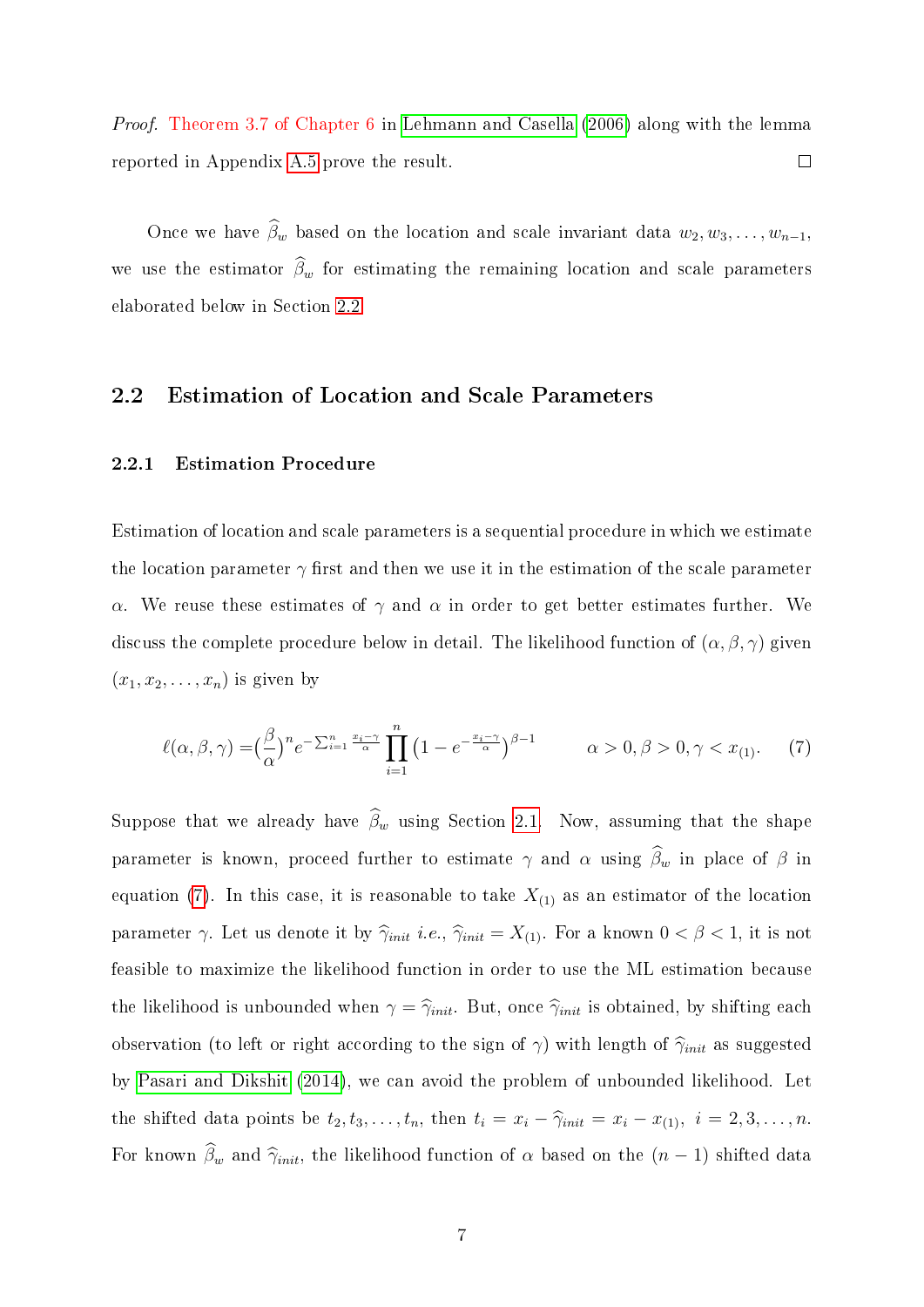*Proof.* Theorem 3.7 of Chapter 6 in Lehmann and Casella (2006) along with the lemma reported in Appendix A.5 prove the result. □

Once we have $\widehat{\beta}_w$ based on the location and scale invariant data $w_2, w_3, \ldots, w_{n-1}$, we use the estimator $\widehat{\beta}_w$ for estimating the remaining location and scale parameters elaborated below in Section 2.2.

## 2.2 Estimation of Location and Scale Parameters

### 2.2.1 Estimation Procedure

Estimation of location and scale parameters is a sequential procedure in which we estimate the location parameter $\gamma$ first and then we use it in the estimation of the scale parameter $\alpha$. We reuse these estimates of $\gamma$ and $\alpha$ in order to get better estimates further. We discuss the complete procedure below in detail. The likelihood function of $(\alpha, \beta, \gamma)$ given $(x_1, x_2, \ldots, x_n)$ is given by

$$\ell(\alpha, \beta, \gamma) = \Big(\frac{\beta}{\alpha}\Big)^n e^{-\sum_{i=1}^{n} \frac{x_i - \gamma}{\alpha}} \prod_{i=1}^{n} \big(1 - e^{-\frac{x_i - \gamma}{\alpha}}\big)^{\beta - 1} \qquad \alpha > 0, \beta > 0, \gamma < x_{(1)}. \tag{7}$$

Suppose that we already have $\widehat{\beta}_w$ using Section 2.1. Now, assuming that the shape parameter is known, proceed further to estimate $\gamma$ and $\alpha$ using $\widehat{\beta}_w$ in place of $\beta$ in equation (7). In this case, it is reasonable to take $X_{(1)}$ as an estimator of the location parameter $\gamma$. Let us denote it by $\widehat{\gamma}_{init}$ *i.e.*, $\widehat{\gamma}_{init} = X_{(1)}$. For a known $0 < \beta < 1$, it is not feasible to maximize the likelihood function in order to use the ML estimation because the likelihood is unbounded when $\gamma = \widehat{\gamma}_{init}$. But, once $\widehat{\gamma}_{init}$ is obtained, by shifting each observation (to left or right according to the sign of $\gamma$) with length of $\widehat{\gamma}_{init}$ as suggested by Pasari and Dikshit (2014), we can avoid the problem of unbounded likelihood. Let the shifted data points be $t_2, t_3, \ldots, t_n$, then $t_i = x_i - \widehat{\gamma}_{init} = x_i - x_{(1)},\ i = 2, 3, \ldots, n$. For known $\widehat{\beta}_w$ and $\widehat{\gamma}_{init}$, the likelihood function of $\alpha$ based on the $(n-1)$ shifted data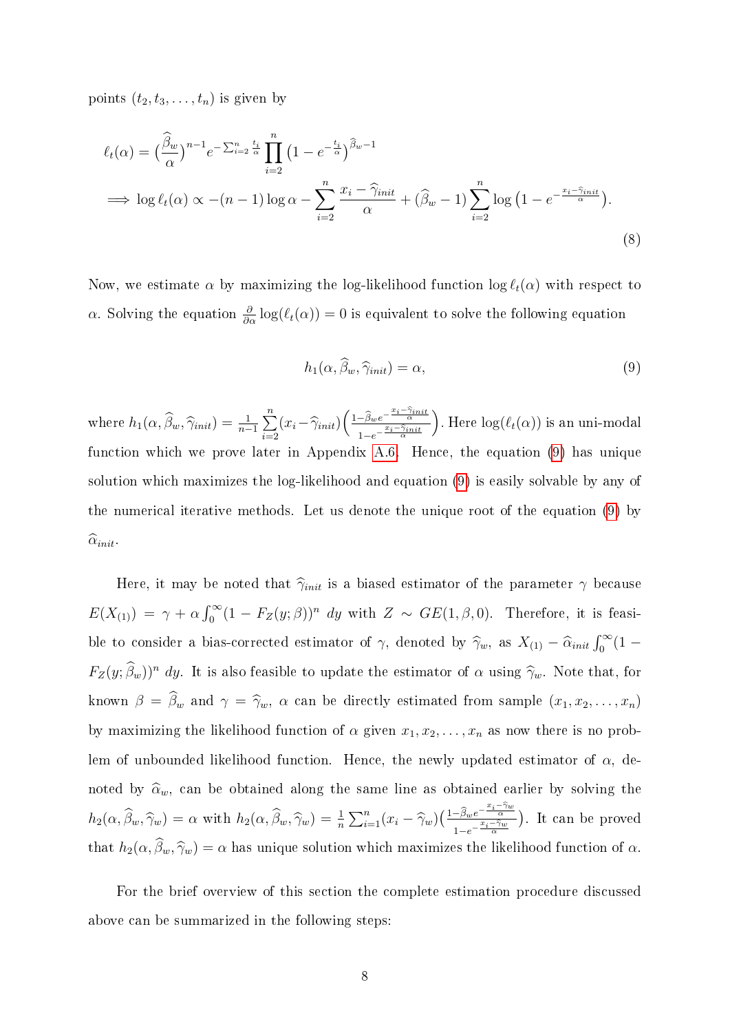points $(t_2, t_3, \ldots, t_n)$ is given by

$$
\begin{aligned}
&\ell_t(\alpha) = \big(\frac{\widehat{\beta}_w}{\alpha}\big)^{n-1} e^{-\sum_{i=2}^{n} \frac{t_i}{\alpha}} \prod_{i=2}^{n} \big(1 - e^{-\frac{t_i}{\alpha}}\big)^{\widehat{\beta}_w - 1} \\
&\implies \log \ell_t(\alpha) \propto -(n-1)\log\alpha - \sum_{i=2}^{n} \frac{x_i - \widehat{\gamma}_{init}}{\alpha} + (\widehat{\beta}_w - 1)\sum_{i=2}^{n} \log\big(1 - e^{-\frac{x_i - \widehat{\gamma}_{init}}{\alpha}}\big).
\end{aligned}
\tag{8}
$$

Now, we estimate $\alpha$ by maximizing the log-likelihood function $\log \ell_t(\alpha)$ with respect to $\alpha$. Solving the equation $\frac{\partial}{\partial\alpha}\log(\ell_t(\alpha)) = 0$ is equivalent to solve the following equation

$$
h_1(\alpha, \widehat{\beta}_w, \widehat{\gamma}_{init}) = \alpha, \tag{9}
$$

where $h_1(\alpha, \widehat{\beta}_w, \widehat{\gamma}_{init}) = \frac{1}{n-1}\sum\limits_{i=2}^{n}(x_i - \widehat{\gamma}_{init})\Big(\frac{1-\widehat{\beta}_w e^{-\frac{x_i - \widehat{\gamma}_{init}}{\alpha}}}{1-e^{-\frac{x_i-\widehat{\gamma}_{init}}{\alpha}}}\Big)$. Here $\log(\ell_t(\alpha))$ is an uni-modal function which we prove later in Appendix A.6. Hence, the equation (9) has unique solution which maximizes the log-likelihood and equation (9) is easily solvable by any of the numerical iterative methods. Let us denote the unique root of the equation (9) by $\widehat{\alpha}_{init}$.

Here, it may be noted that $\widehat{\gamma}_{init}$ is a biased estimator of the parameter $\gamma$ because $E(X_{(1)}) = \gamma + \alpha\int_0^\infty (1 - F_Z(y;\beta))^n\ dy$ with $Z \sim GE(1, \beta, 0)$. Therefore, it is feasible to consider a bias-corrected estimator of $\gamma$, denoted by $\widehat{\gamma}_w$, as $X_{(1)} - \widehat{\alpha}_{init}\int_0^\infty (1 - F_Z(y;\widehat{\beta}_w))^n\ dy$. It is also feasible to update the estimator of $\alpha$ using $\widehat{\gamma}_w$. Note that, for known $\beta = \widehat{\beta}_w$ and $\gamma = \widehat{\gamma}_w$, $\alpha$ can be directly estimated from sample $(x_1, x_2, \ldots, x_n)$ by maximizing the likelihood function of $\alpha$ given $x_1, x_2, \ldots, x_n$ as now there is no problem of unbounded likelihood function. Hence, the newly updated estimator of $\alpha$, denoted by $\widehat{\alpha}_w$, can be obtained along the same line as obtained earlier by solving the $h_2(\alpha, \widehat{\beta}_w, \widehat{\gamma}_w) = \alpha$ with $h_2(\alpha, \widehat{\beta}_w, \widehat{\gamma}_w) = \frac{1}{n}\sum_{i=1}^{n}(x_i - \widehat{\gamma}_w)\big(\frac{1-\widehat{\beta}_w e^{-\frac{x_i-\widehat{\gamma}_w}{\alpha}}}{1-e^{-\frac{x_i-\widehat{\gamma}_w}{\alpha}}}\big)$. It can be proved that $h_2(\alpha, \widehat{\beta}_w, \widehat{\gamma}_w) = \alpha$ has unique solution which maximizes the likelihood function of $\alpha$.

For the brief overview of this section the complete estimation procedure discussed above can be summarized in the following steps: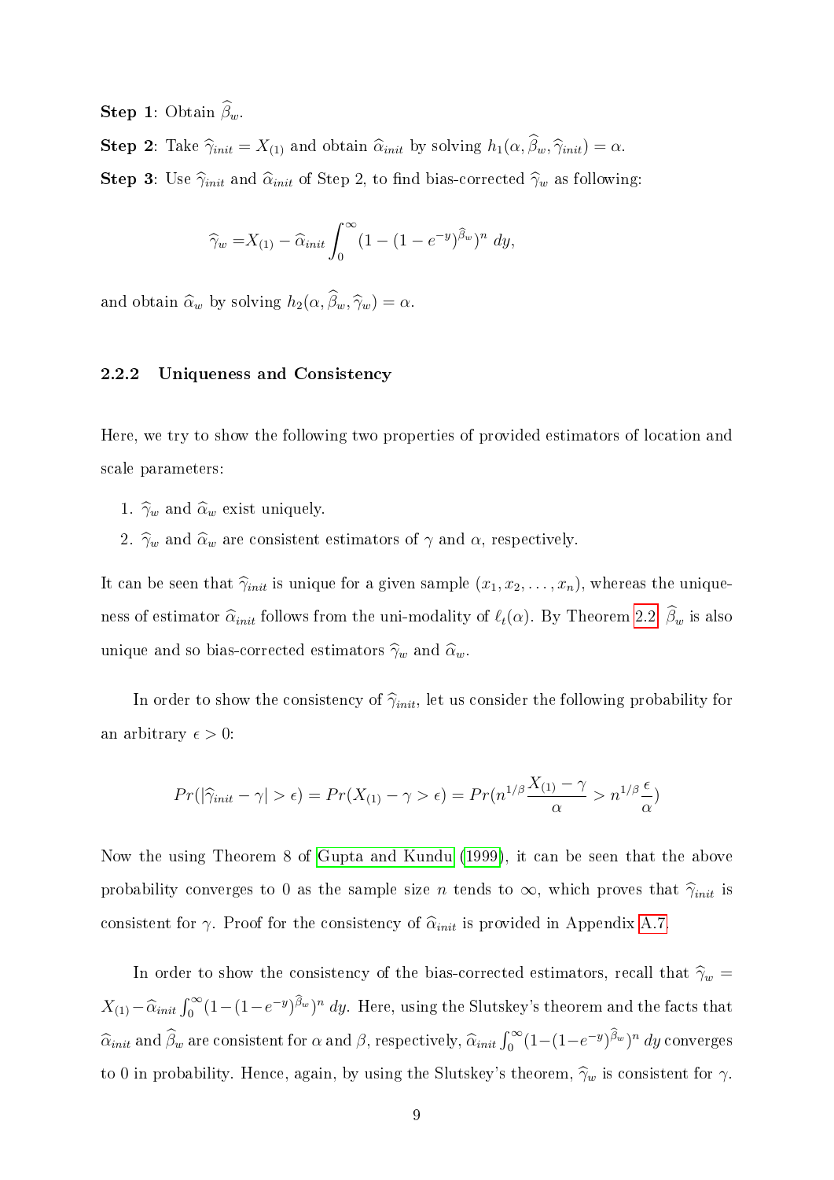**Step 1**: Obtain $\widehat{\beta}_w$.

**Step 2**: Take $\widehat{\gamma}_{init} = X_{(1)}$ and obtain $\widehat{\alpha}_{init}$ by solving $h_1(\alpha, \widehat{\beta}_w, \widehat{\gamma}_{init}) = \alpha$.

**Step 3**: Use $\widehat{\gamma}_{init}$ and $\widehat{\alpha}_{init}$ of Step 2, to find bias-corrected $\widehat{\gamma}_w$ as following:

$$\widehat{\gamma}_w = X_{(1)} - \widehat{\alpha}_{init} \int_0^\infty (1 - (1 - e^{-y})^{\widehat{\beta}_w})^n \, dy,$$

and obtain $\widehat{\alpha}_w$ by solving $h_2(\alpha, \widehat{\beta}_w, \widehat{\gamma}_w) = \alpha$.

### 2.2.2 Uniqueness and Consistency

Here, we try to show the following two properties of provided estimators of location and scale parameters:

1. $\widehat{\gamma}_w$ and $\widehat{\alpha}_w$ exist uniquely.
2. $\widehat{\gamma}_w$ and $\widehat{\alpha}_w$ are consistent estimators of $\gamma$ and $\alpha$, respectively.

It can be seen that $\widehat{\gamma}_{init}$ is unique for a given sample $(x_1, x_2, \ldots, x_n)$, whereas the uniqueness of estimator $\widehat{\alpha}_{init}$ follows from the uni-modality of $\ell_t(\alpha)$. By Theorem 2.2, $\widehat{\beta}_w$ is also unique and so bias-corrected estimators $\widehat{\gamma}_w$ and $\widehat{\alpha}_w$.

In order to show the consistency of $\widehat{\gamma}_{init}$, let us consider the following probability for an arbitrary $\epsilon > 0$:

$$Pr(|\widehat{\gamma}_{init} - \gamma| > \epsilon) = Pr(X_{(1)} - \gamma > \epsilon) = Pr(n^{1/\beta} \frac{X_{(1)} - \gamma}{\alpha} > n^{1/\beta} \frac{\epsilon}{\alpha})$$

Now the using Theorem 8 of Gupta and Kundu (1999), it can be seen that the above probability converges to 0 as the sample size $n$ tends to $\infty$, which proves that $\widehat{\gamma}_{init}$ is consistent for $\gamma$. Proof for the consistency of $\widehat{\alpha}_{init}$ is provided in Appendix A.7.

In order to show the consistency of the bias-corrected estimators, recall that $\widehat{\gamma}_w = X_{(1)} - \widehat{\alpha}_{init} \int_0^\infty (1 - (1 - e^{-y})^{\widehat{\beta}_w})^n \, dy$. Here, using the Slutskey's theorem and the facts that $\widehat{\alpha}_{init}$ and $\widehat{\beta}_w$ are consistent for $\alpha$ and $\beta$, respectively, $\widehat{\alpha}_{init} \int_0^\infty (1 - (1 - e^{-y})^{\widehat{\beta}_w})^n \, dy$ converges to 0 in probability. Hence, again, by using the Slutskey's theorem, $\widehat{\gamma}_w$ is consistent for $\gamma$.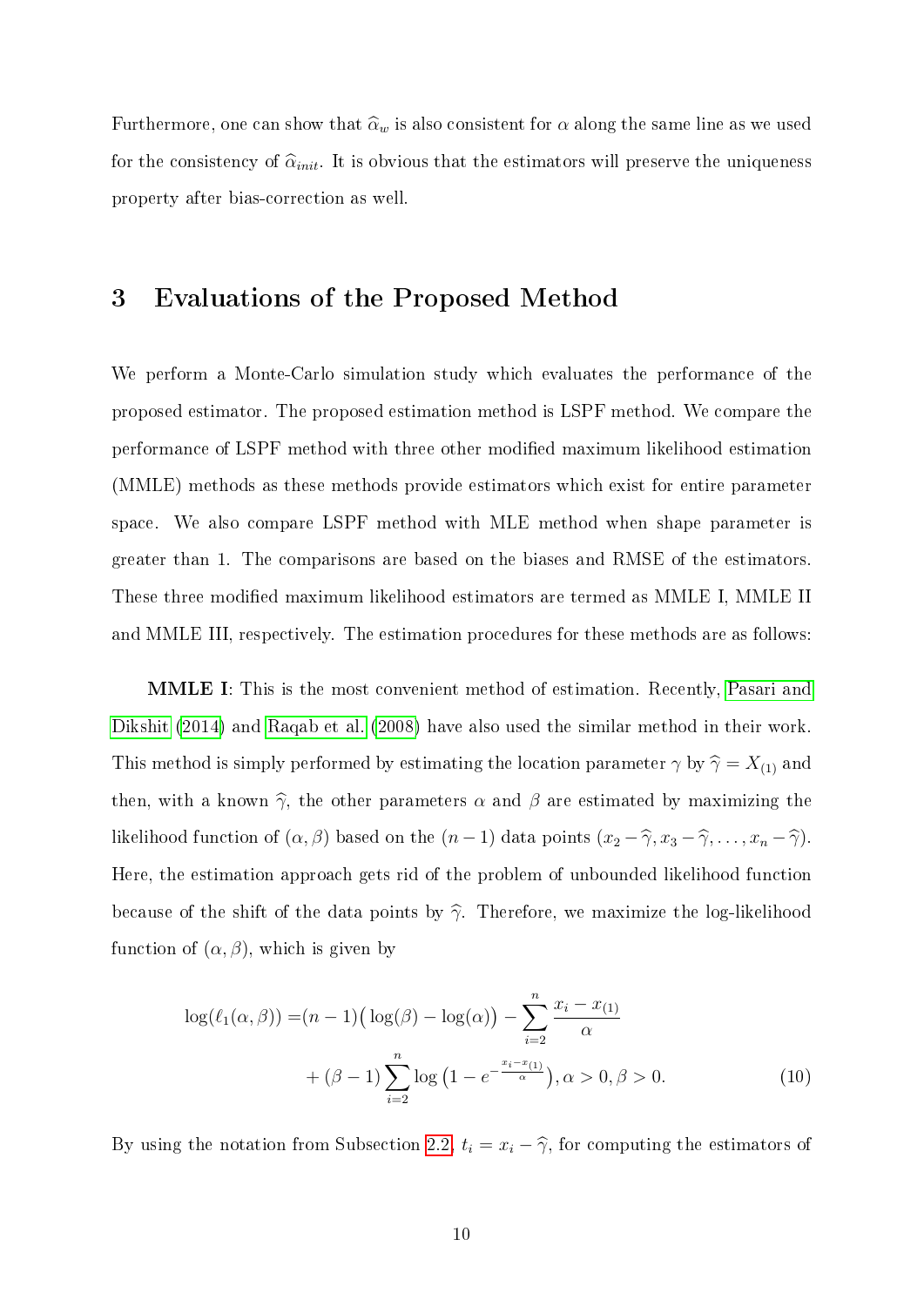Furthermore, one can show that $\widehat{\alpha}_w$ is also consistent for $\alpha$ along the same line as we used for the consistency of $\widehat{\alpha}_{init}$. It is obvious that the estimators will preserve the uniqueness property after bias-correction as well.

## 3 Evaluations of the Proposed Method

We perform a Monte-Carlo simulation study which evaluates the performance of the proposed estimator. The proposed estimation method is LSPF method. We compare the performance of LSPF method with three other modified maximum likelihood estimation (MMLE) methods as these methods provide estimators which exist for entire parameter space. We also compare LSPF method with MLE method when shape parameter is greater than 1. The comparisons are based on the biases and RMSE of the estimators. These three modified maximum likelihood estimators are termed as MMLE I, MMLE II and MMLE III, respectively. The estimation procedures for these methods are as follows:

**MMLE I**: This is the most convenient method of estimation. Recently, Pasari and Dikshit (2014) and Raqab et al. (2008) have also used the similar method in their work. This method is simply performed by estimating the location parameter $\gamma$ by $\widehat{\gamma} = X_{(1)}$ and then, with a known $\widehat{\gamma}$, the other parameters $\alpha$ and $\beta$ are estimated by maximizing the likelihood function of $(\alpha, \beta)$ based on the $(n-1)$ data points $(x_2 - \widehat{\gamma}, x_3 - \widehat{\gamma}, \ldots, x_n - \widehat{\gamma})$. Here, the estimation approach gets rid of the problem of unbounded likelihood function because of the shift of the data points by $\widehat{\gamma}$. Therefore, we maximize the log-likelihood function of $(\alpha, \beta)$, which is given by

$$
\begin{aligned}
\log(\ell_1(\alpha, \beta)) =& (n-1)\big(\log(\beta) - \log(\alpha)\big) - \sum_{i=2}^{n} \frac{x_i - x_{(1)}}{\alpha} \\
&+ (\beta - 1) \sum_{i=2}^{n} \log\big(1 - e^{-\frac{x_i - x_{(1)}}{\alpha}}\big), \alpha > 0, \beta > 0. \qquad (10)
\end{aligned}
$$

By using the notation from Subsection 2.2, $t_i = x_i - \widehat{\gamma}$, for computing the estimators of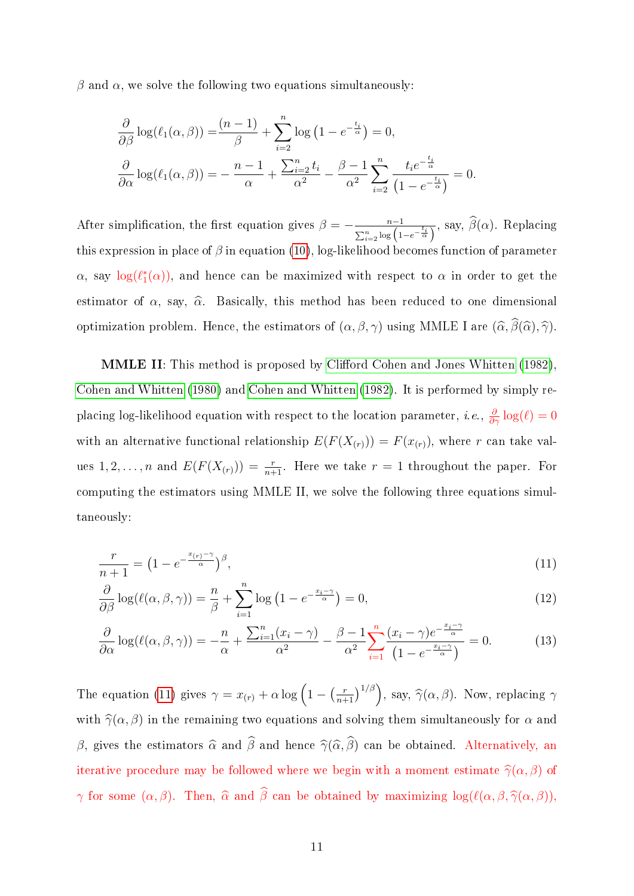$\beta$ and $\alpha$, we solve the following two equations simultaneously:

$$
\begin{aligned}
\frac{\partial}{\partial \beta} \log(\ell_1(\alpha, \beta)) &= \frac{(n-1)}{\beta} + \sum_{i=2}^{n} \log\left(1 - e^{-\frac{t_i}{\alpha}}\right) = 0, \\
\frac{\partial}{\partial \alpha} \log(\ell_1(\alpha, \beta)) &= -\frac{n-1}{\alpha} + \frac{\sum_{i=2}^{n} t_i}{\alpha^2} - \frac{\beta - 1}{\alpha^2} \sum_{i=2}^{n} \frac{t_i e^{-\frac{t_i}{\alpha}}}{\left(1 - e^{-\frac{t_i}{\alpha}}\right)} = 0.
\end{aligned}
$$

After simplification, the first equation gives $\beta = -\frac{n-1}{\sum_{i=2}^{n} \log\left(1 - e^{-\frac{t_i}{\alpha}}\right)}$, say, $\widehat{\beta}(\alpha)$. Replacing this expression in place of $\beta$ in equation (10), log-likelihood becomes function of parameter $\alpha$, say $\log(\ell_1^*(\alpha))$, and hence can be maximized with respect to $\alpha$ in order to get the estimator of $\alpha$, say, $\widehat{\alpha}$. Basically, this method has been reduced to one dimensional optimization problem. Hence, the estimators of $(\alpha, \beta, \gamma)$ using MMLE I are $(\widehat{\alpha}, \widehat{\beta}(\widehat{\alpha}), \widehat{\gamma})$.

**MMLE II**: This method is proposed by Clifford Cohen and Jones Whitten (1982), Cohen and Whitten (1980) and Cohen and Whitten (1982). It is performed by simply replacing log-likelihood equation with respect to the location parameter, *i.e.*, $\frac{\partial}{\partial \gamma} \log(\ell) = 0$ with an alternative functional relationship $E(F(X_{(r)})) = F(x_{(r)})$, where $r$ can take values $1, 2, \ldots, n$ and $E(F(X_{(r)})) = \frac{r}{n+1}$. Here we take $r = 1$ throughout the paper. For computing the estimators using MMLE II, we solve the following three equations simultaneously:

$$
\frac{r}{n+1} = \left(1 - e^{-\frac{x_{(r)} - \gamma}{\alpha}}\right)^{\beta}, \tag{11}
$$

$$
\frac{\partial}{\partial \beta} \log(\ell(\alpha, \beta, \gamma)) = \frac{n}{\beta} + \sum_{i=1}^{n} \log\left(1 - e^{-\frac{x_i - \gamma}{\alpha}}\right) = 0, \tag{12}
$$

$$
\frac{\partial}{\partial \alpha} \log(\ell(\alpha, \beta, \gamma)) = -\frac{n}{\alpha} + \frac{\sum_{i=1}^{n}(x_i - \gamma)}{\alpha^2} - \frac{\beta - 1}{\alpha^2} \sum_{i=1}^{n} \frac{(x_i - \gamma) e^{-\frac{x_i - \gamma}{\alpha}}}{\left(1 - e^{-\frac{x_i - \gamma}{\alpha}}\right)} = 0. \tag{13}
$$

The equation (11) gives $\gamma = x_{(r)} + \alpha \log\left(1 - \left(\frac{r}{n+1}\right)^{1/\beta}\right)$, say, $\widehat{\gamma}(\alpha, \beta)$. Now, replacing $\gamma$ with $\widehat{\gamma}(\alpha, \beta)$ in the remaining two equations and solving them simultaneously for $\alpha$ and $\beta$, gives the estimators $\widehat{\alpha}$ and $\widehat{\beta}$ and hence $\widehat{\gamma}(\widehat{\alpha}, \widehat{\beta})$ can be obtained. Alternatively, an iterative procedure may be followed where we begin with a moment estimate $\widehat{\gamma}(\alpha, \beta)$ of $\gamma$ for some $(\alpha, \beta)$. Then, $\widehat{\alpha}$ and $\widehat{\beta}$ can be obtained by maximizing $\log(\ell(\alpha, \beta, \widehat{\gamma}(\alpha, \beta))$,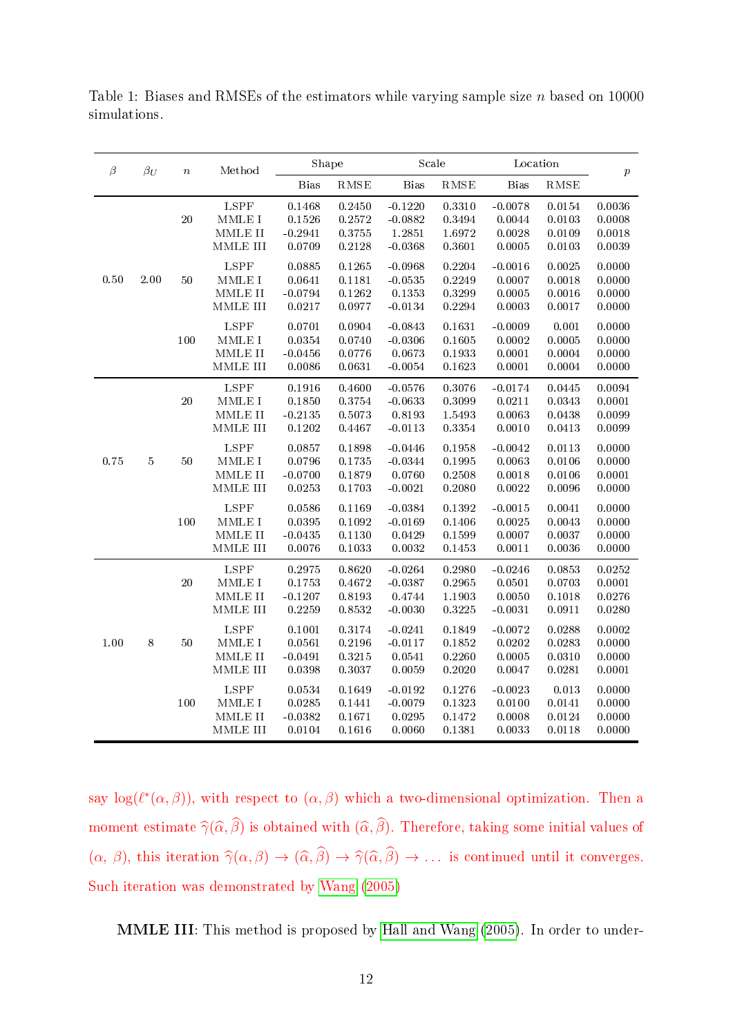Table 1: Biases and RMSEs of the estimators while varying sample size $n$ based on 10000 simulations.

| $\beta$ | $\beta_U$ | $n$ | Method | Shape | | Scale | | Location | | $p$ |
|---|---|---|---|---|---|---|---|---|---|---|
| | | | | Bias | RMSE | Bias | RMSE | Bias | RMSE | |
| 0.50 | 2.00 | 20 | LSPF | 0.1468 | 0.2450 | -0.1220 | 0.3310 | -0.0078 | 0.0154 | 0.0036 |
| | | | MMLE I | 0.1526 | 0.2572 | -0.0882 | 0.3494 | 0.0044 | 0.0103 | 0.0008 |
| | | | MMLE II | -0.2941 | 0.3755 | 1.2851 | 1.6972 | 0.0028 | 0.0109 | 0.0018 |
| | | | MMLE III | 0.0709 | 0.2128 | -0.0368 | 0.3601 | 0.0005 | 0.0103 | 0.0039 |
| | | 50 | LSPF | 0.0885 | 0.1265 | -0.0968 | 0.2204 | -0.0016 | 0.0025 | 0.0000 |
| | | | MMLE I | 0.0641 | 0.1181 | -0.0535 | 0.2249 | 0.0007 | 0.0018 | 0.0000 |
| | | | MMLE II | -0.0794 | 0.1262 | 0.1353 | 0.3299 | 0.0005 | 0.0016 | 0.0000 |
| | | | MMLE III | 0.0217 | 0.0977 | -0.0134 | 0.2294 | 0.0003 | 0.0017 | 0.0000 |
| | | 100 | LSPF | 0.0701 | 0.0904 | -0.0843 | 0.1631 | -0.0009 | 0.001 | 0.0000 |
| | | | MMLE I | 0.0354 | 0.0740 | -0.0306 | 0.1605 | 0.0002 | 0.0005 | 0.0000 |
| | | | MMLE II | -0.0456 | 0.0776 | 0.0673 | 0.1933 | 0.0001 | 0.0004 | 0.0000 |
| | | | MMLE III | 0.0086 | 0.0631 | -0.0054 | 0.1623 | 0.0001 | 0.0004 | 0.0000 |
| 0.75 | 5 | 20 | LSPF | 0.1916 | 0.4600 | -0.0576 | 0.3076 | -0.0174 | 0.0445 | 0.0094 |
| | | | MMLE I | 0.1850 | 0.3754 | -0.0633 | 0.3099 | 0.0211 | 0.0343 | 0.0001 |
| | | | MMLE II | -0.2135 | 0.5073 | 0.8193 | 1.5493 | 0.0063 | 0.0438 | 0.0099 |
| | | | MMLE III | 0.1202 | 0.4467 | -0.0113 | 0.3354 | 0.0010 | 0.0413 | 0.0099 |
| | | 50 | LSPF | 0.0857 | 0.1898 | -0.0446 | 0.1958 | -0.0042 | 0.0113 | 0.0000 |
| | | | MMLE I | 0.0796 | 0.1735 | -0.0344 | 0.1995 | 0.0063 | 0.0106 | 0.0000 |
| | | | MMLE II | -0.0700 | 0.1879 | 0.0760 | 0.2508 | 0.0018 | 0.0106 | 0.0001 |
| | | | MMLE III | 0.0253 | 0.1703 | -0.0021 | 0.2080 | 0.0022 | 0.0096 | 0.0000 |
| | | 100 | LSPF | 0.0586 | 0.1169 | -0.0384 | 0.1392 | -0.0015 | 0.0041 | 0.0000 |
| | | | MMLE I | 0.0395 | 0.1092 | -0.0169 | 0.1406 | 0.0025 | 0.0043 | 0.0000 |
| | | | MMLE II | -0.0435 | 0.1130 | 0.0429 | 0.1599 | 0.0007 | 0.0037 | 0.0000 |
| | | | MMLE III | 0.0076 | 0.1033 | 0.0032 | 0.1453 | 0.0011 | 0.0036 | 0.0000 |
| 1.00 | 8 | 20 | LSPF | 0.2975 | 0.8620 | -0.0264 | 0.2980 | -0.0246 | 0.0853 | 0.0252 |
| | | | MMLE I | 0.1753 | 0.4672 | -0.0387 | 0.2965 | 0.0501 | 0.0703 | 0.0001 |
| | | | MMLE II | -0.1207 | 0.8193 | 0.4744 | 1.1903 | 0.0050 | 0.1018 | 0.0276 |
| | | | MMLE III | 0.2259 | 0.8532 | -0.0030 | 0.3225 | -0.0031 | 0.0911 | 0.0280 |
| | | 50 | LSPF | 0.1001 | 0.3174 | -0.0241 | 0.1849 | -0.0072 | 0.0288 | 0.0002 |
| | | | MMLE I | 0.0561 | 0.2196 | -0.0117 | 0.1852 | 0.0202 | 0.0283 | 0.0000 |
| | | | MMLE II | -0.0491 | 0.3215 | 0.0541 | 0.2260 | 0.0005 | 0.0310 | 0.0000 |
| | | | MMLE III | 0.0398 | 0.3037 | 0.0059 | 0.2020 | 0.0047 | 0.0281 | 0.0001 |
| | | 100 | LSPF | 0.0534 | 0.1649 | -0.0192 | 0.1276 | -0.0023 | 0.013 | 0.0000 |
| | | | MMLE I | 0.0285 | 0.1441 | -0.0079 | 0.1323 | 0.0100 | 0.0141 | 0.0000 |
| | | | MMLE II | -0.0382 | 0.1671 | 0.0295 | 0.1472 | 0.0008 | 0.0124 | 0.0000 |
| | | | MMLE III | 0.0104 | 0.1616 | 0.0060 | 0.1381 | 0.0033 | 0.0118 | 0.0000 |

say $\log(\ell^*(\alpha,\beta))$, with respect to $(\alpha,\beta)$ which a two-dimensional optimization. Then a moment estimate $\widehat{\gamma}(\widehat{\alpha},\widehat{\beta})$ is obtained with $(\widehat{\alpha},\widehat{\beta})$. Therefore, taking some initial values of $(\alpha,\ \beta)$, this iteration $\widehat{\gamma}(\alpha,\beta) \rightarrow (\widehat{\alpha},\widehat{\beta}) \rightarrow \widehat{\gamma}(\widehat{\alpha},\widehat{\beta}) \rightarrow \ldots$ is continued until it converges. Such iteration was demonstrated by Wang (2005)

**MMLE III**: This method is proposed by Hall and Wang (2005). In order to under-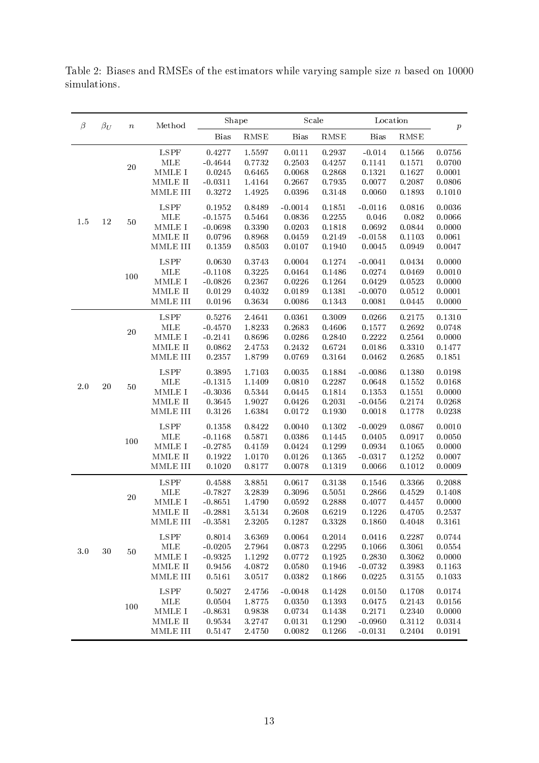Table 2: Biases and RMSEs of the estimators while varying sample size $n$ based on 10000 simulations.

| $\beta$ | $\beta_U$ | $n$ | Method | Shape | | Scale | | Location | | $p$ |
|---|---|---|---|---|---|---|---|---|---|---|
| | | | | Bias | RMSE | Bias | RMSE | Bias | RMSE | |
| 1.5 | 12 | 20 | LSPF | 0.4277 | 1.5597 | 0.0111 | 0.2937 | -0.014 | 0.1566 | 0.0756 |
| | | | MLE | -0.4644 | 0.7732 | 0.2503 | 0.4257 | 0.1141 | 0.1571 | 0.0700 |
| | | | MMLE I | 0.0245 | 0.6465 | 0.0068 | 0.2868 | 0.1321 | 0.1627 | 0.0001 |
| | | | MMLE II | -0.0311 | 1.4164 | 0.2667 | 0.7935 | 0.0077 | 0.2087 | 0.0806 |
| | | | MMLE III | 0.3272 | 1.4925 | 0.0396 | 0.3148 | 0.0060 | 0.1893 | 0.1010 |
| | | 50 | LSPF | 0.1952 | 0.8489 | -0.0014 | 0.1851 | -0.0116 | 0.0816 | 0.0036 |
| | | | MLE | -0.1575 | 0.5464 | 0.0836 | 0.2255 | 0.046 | 0.082 | 0.0066 |
| | | | MMLE I | -0.0698 | 0.3390 | 0.0203 | 0.1818 | 0.0692 | 0.0844 | 0.0000 |
| | | | MMLE II | 0.0796 | 0.8968 | 0.0459 | 0.2149 | -0.0158 | 0.1103 | 0.0061 |
| | | | MMLE III | 0.1359 | 0.8503 | 0.0107 | 0.1940 | 0.0045 | 0.0949 | 0.0047 |
| | | 100 | LSPF | 0.0630 | 0.3743 | 0.0004 | 0.1274 | -0.0041 | 0.0434 | 0.0000 |
| | | | MLE | -0.1108 | 0.3225 | 0.0464 | 0.1486 | 0.0274 | 0.0469 | 0.0010 |
| | | | MMLE I | -0.0826 | 0.2367 | 0.0226 | 0.1264 | 0.0429 | 0.0523 | 0.0000 |
| | | | MMLE II | 0.0129 | 0.4032 | 0.0189 | 0.1381 | -0.0070 | 0.0512 | 0.0001 |
| | | | MMLE III | 0.0196 | 0.3634 | 0.0086 | 0.1343 | 0.0081 | 0.0445 | 0.0000 |
| 2.0 | 20 | 20 | LSPF | 0.5276 | 2.4641 | 0.0361 | 0.3009 | 0.0266 | 0.2175 | 0.1310 |
| | | | MLE | -0.4570 | 1.8233 | 0.2683 | 0.4606 | 0.1577 | 0.2692 | 0.0748 |
| | | | MMLE I | -0.2141 | 0.8696 | 0.0286 | 0.2840 | 0.2222 | 0.2564 | 0.0000 |
| | | | MMLE II | 0.0862 | 2.4753 | 0.2432 | 0.6724 | 0.0186 | 0.3310 | 0.1477 |
| | | | MMLE III | 0.2357 | 1.8799 | 0.0769 | 0.3164 | 0.0462 | 0.2685 | 0.1851 |
| | | 50 | LSPF | 0.3895 | 1.7103 | 0.0035 | 0.1884 | -0.0086 | 0.1380 | 0.0198 |
| | | | MLE | -0.1315 | 1.1409 | 0.0810 | 0.2287 | 0.0648 | 0.1552 | 0.0168 |
| | | | MMLE I | -0.3036 | 0.5344 | 0.0445 | 0.1814 | 0.1353 | 0.1551 | 0.0000 |
| | | | MMLE II | 0.3645 | 1.9027 | 0.0426 | 0.2031 | -0.0456 | 0.2174 | 0.0268 |
| | | | MMLE III | 0.3126 | 1.6384 | 0.0172 | 0.1930 | 0.0018 | 0.1778 | 0.0238 |
| | | 100 | LSPF | 0.1358 | 0.8422 | 0.0040 | 0.1302 | -0.0029 | 0.0867 | 0.0010 |
| | | | MLE | -0.1168 | 0.5871 | 0.0386 | 0.1445 | 0.0405 | 0.0917 | 0.0050 |
| | | | MMLE I | -0.2785 | 0.4159 | 0.0424 | 0.1299 | 0.0934 | 0.1065 | 0.0000 |
| | | | MMLE II | 0.1922 | 1.0170 | 0.0126 | 0.1365 | -0.0317 | 0.1252 | 0.0007 |
| | | | MMLE III | 0.1020 | 0.8177 | 0.0078 | 0.1319 | 0.0066 | 0.1012 | 0.0009 |
| 3.0 | 30 | 20 | LSPF | 0.4588 | 3.8851 | 0.0617 | 0.3138 | 0.1546 | 0.3366 | 0.2088 |
| | | | MLE | -0.7827 | 3.2839 | 0.3096 | 0.5051 | 0.2866 | 0.4529 | 0.1408 |
| | | | MMLE I | -0.8651 | 1.4790 | 0.0592 | 0.2888 | 0.4077 | 0.4457 | 0.0000 |
| | | | MMLE II | -0.2881 | 3.5134 | 0.2608 | 0.6219 | 0.1226 | 0.4705 | 0.2537 |
| | | | MMLE III | -0.3581 | 2.3205 | 0.1287 | 0.3328 | 0.1860 | 0.4048 | 0.3161 |
| | | 50 | LSPF | 0.8014 | 3.6369 | 0.0064 | 0.2014 | 0.0416 | 0.2287 | 0.0744 |
| | | | MLE | -0.0205 | 2.7964 | 0.0873 | 0.2295 | 0.1066 | 0.3061 | 0.0554 |
| | | | MMLE I | -0.9325 | 1.1292 | 0.0772 | 0.1925 | 0.2830 | 0.3062 | 0.0000 |
| | | | MMLE II | 0.9456 | 4.0872 | 0.0580 | 0.1946 | -0.0732 | 0.3983 | 0.1163 |
| | | | MMLE III | 0.5161 | 3.0517 | 0.0382 | 0.1866 | 0.0225 | 0.3155 | 0.1033 |
| | | 100 | LSPF | 0.5027 | 2.4756 | -0.0048 | 0.1428 | 0.0150 | 0.1708 | 0.0174 |
| | | | MLE | 0.0504 | 1.8775 | 0.0350 | 0.1393 | 0.0475 | 0.2143 | 0.0156 |
| | | | MMLE I | -0.8631 | 0.9838 | 0.0734 | 0.1438 | 0.2171 | 0.2340 | 0.0000 |
| | | | MMLE II | 0.9534 | 3.2747 | 0.0131 | 0.1290 | -0.0960 | 0.3112 | 0.0314 |
| | | | MMLE III | 0.5147 | 2.4750 | 0.0082 | 0.1266 | -0.0131 | 0.2404 | 0.0191 |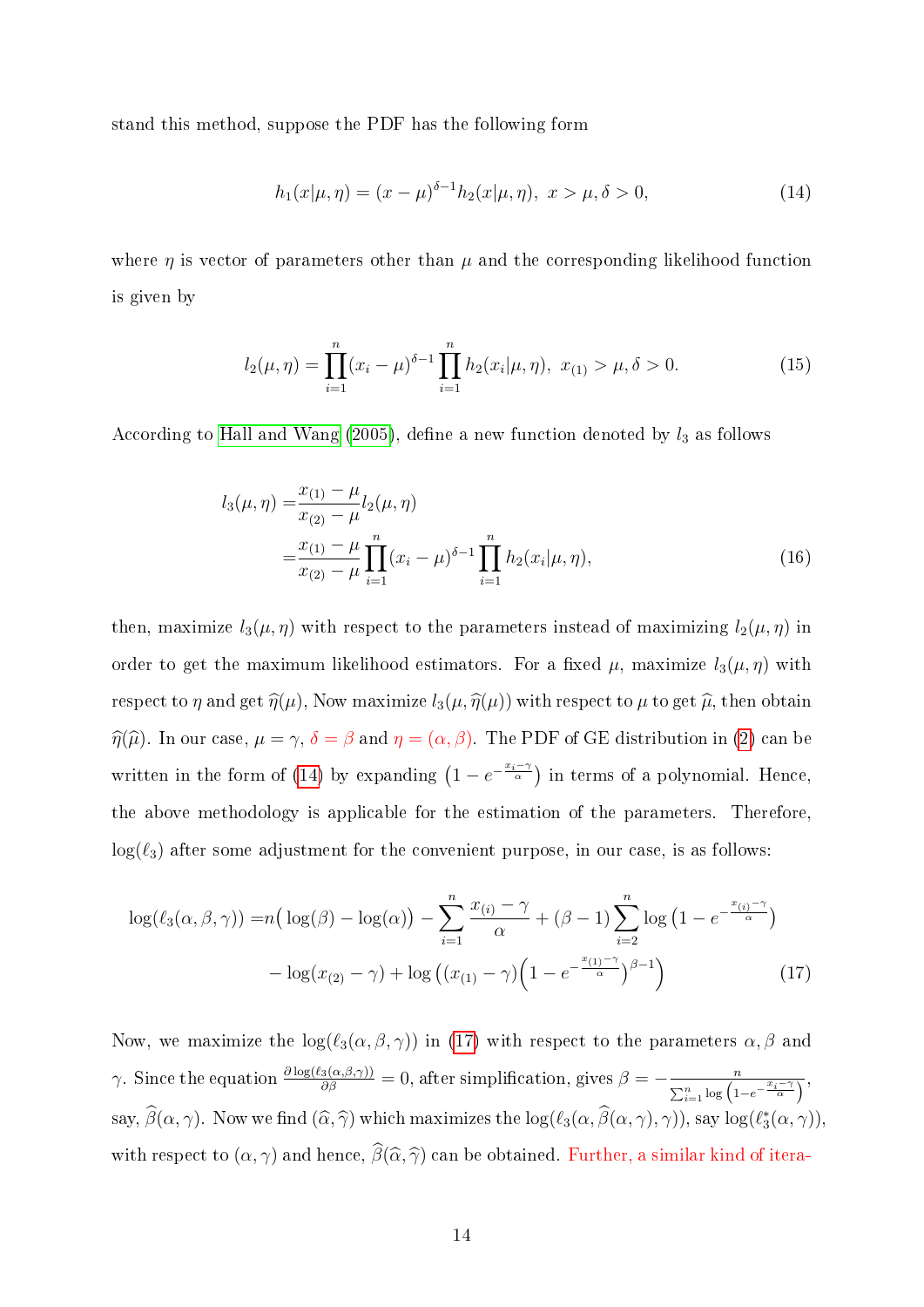stand this method, suppose the PDF has the following form

$$h_1(x|\mu,\eta) = (x-\mu)^{\delta-1} h_2(x|\mu,\eta),\ x > \mu, \delta > 0, \tag{14}$$

where $\eta$ is vector of parameters other than $\mu$ and the corresponding likelihood function is given by

$$l_2(\mu,\eta) = \prod_{i=1}^{n}(x_i-\mu)^{\delta-1}\prod_{i=1}^{n} h_2(x_i|\mu,\eta),\ x_{(1)} > \mu, \delta > 0. \tag{15}$$

According to Hall and Wang (2005), define a new function denoted by $l_3$ as follows

$$\begin{aligned} l_3(\mu,\eta) =& \frac{x_{(1)}-\mu}{x_{(2)}-\mu} l_2(\mu,\eta) \\ =& \frac{x_{(1)}-\mu}{x_{(2)}-\mu}\prod_{i=1}^{n}(x_i-\mu)^{\delta-1}\prod_{i=1}^{n} h_2(x_i|\mu,\eta), \end{aligned} \tag{16}$$

then, maximize $l_3(\mu,\eta)$ with respect to the parameters instead of maximizing $l_2(\mu,\eta)$ in order to get the maximum likelihood estimators. For a fixed $\mu$, maximize $l_3(\mu,\eta)$ with respect to $\eta$ and get $\widehat{\eta}(\mu)$, Now maximize $l_3(\mu,\widehat{\eta}(\mu))$ with respect to $\mu$ to get $\widehat{\mu}$, then obtain $\widehat{\eta}(\widehat{\mu})$. In our case, $\mu=\gamma$, $\delta=\beta$ and $\eta=(\alpha,\beta)$. The PDF of GE distribution in (2) can be written in the form of (14) by expanding $\left(1-e^{-\frac{x_i-\gamma}{\alpha}}\right)$ in terms of a polynomial. Hence, the above methodology is applicable for the estimation of the parameters. Therefore, $\log(\ell_3)$ after some adjustment for the convenient purpose, in our case, is as follows:

$$\begin{aligned} \log(\ell_3(\alpha,\beta,\gamma)) =& n\big(\log(\beta)-\log(\alpha)\big) - \sum_{i=1}^{n}\frac{x_{(i)}-\gamma}{\alpha} + (\beta-1)\sum_{i=2}^{n}\log\left(1-e^{-\frac{x_{(i)}-\gamma}{\alpha}}\right) \\ & -\log(x_{(2)}-\gamma) + \log\left((x_{(1)}-\gamma)\Big(1-e^{-\frac{x_{(1)}-\gamma}{\alpha}}\Big)^{\beta-1}\right) \end{aligned} \tag{17}$$

Now, we maximize the $\log(\ell_3(\alpha,\beta,\gamma))$ in (17) with respect to the parameters $\alpha,\beta$ and $\gamma$. Since the equation $\frac{\partial \log(\ell_3(\alpha,\beta,\gamma))}{\partial\beta}=0$, after simplification, gives $\beta = -\frac{n}{\sum_{i=1}^{n}\log\left(1-e^{-\frac{x_i-\gamma}{\alpha}}\right)}$, say, $\widehat{\beta}(\alpha,\gamma)$. Now we find $(\widehat{\alpha},\widehat{\gamma})$ which maximizes the $\log(\ell_3(\alpha,\widehat{\beta}(\alpha,\gamma),\gamma))$, say $\log(\ell_3^*(\alpha,\gamma))$, with respect to $(\alpha,\gamma)$ and hence, $\widehat{\beta}(\widehat{\alpha},\widehat{\gamma})$ can be obtained. Further, a similar kind of itera-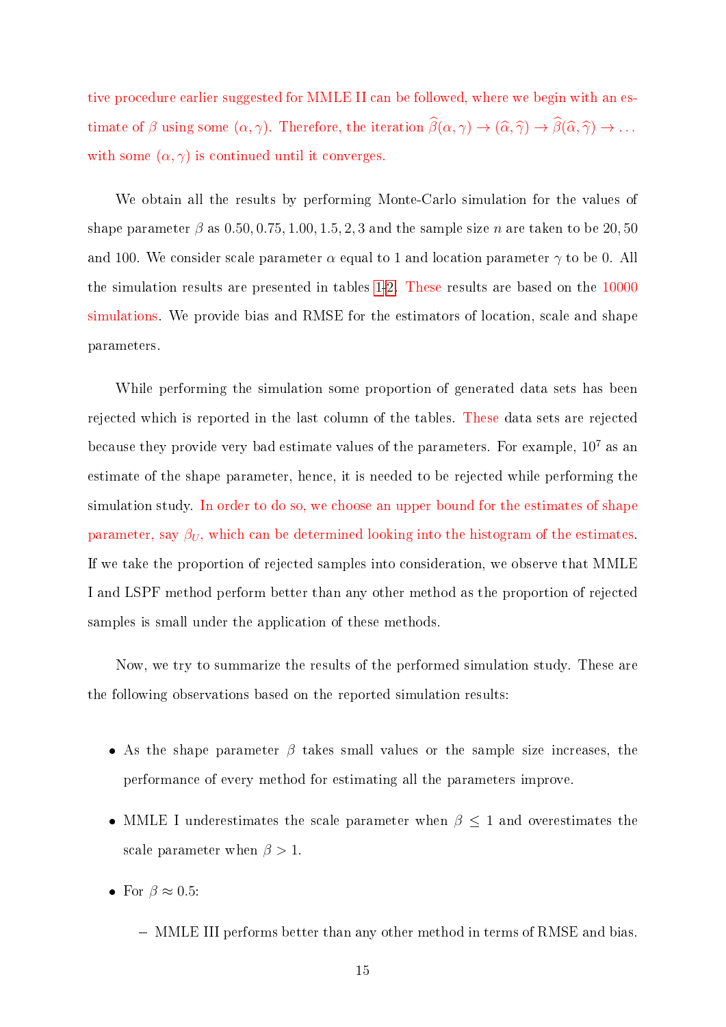tive procedure earlier suggested for MMLE II can be followed, where we begin with an estimate of $\beta$ using some $(\alpha, \gamma)$. Therefore, the iteration $\widehat{\beta}(\alpha, \gamma) \rightarrow (\widehat{\alpha}, \widehat{\gamma}) \rightarrow \widehat{\beta}(\widehat{\alpha}, \widehat{\gamma}) \rightarrow \ldots$ with some $(\alpha, \gamma)$ is continued until it converges.

We obtain all the results by performing Monte-Carlo simulation for the values of shape parameter $\beta$ as $0.50, 0.75, 1.00, 1.5, 2, 3$ and the sample size $n$ are taken to be $20, 50$ and $100$. We consider scale parameter $\alpha$ equal to 1 and location parameter $\gamma$ to be 0. All the simulation results are presented in tables 1-2. These results are based on the 10000 simulations. We provide bias and RMSE for the estimators of location, scale and shape parameters.

While performing the simulation some proportion of generated data sets has been rejected which is reported in the last column of the tables. These data sets are rejected because they provide very bad estimate values of the parameters. For example, $10^7$ as an estimate of the shape parameter, hence, it is needed to be rejected while performing the simulation study. In order to do so, we choose an upper bound for the estimates of shape parameter, say $\beta_U$, which can be determined looking into the histogram of the estimates. If we take the proportion of rejected samples into consideration, we observe that MMLE I and LSPF method perform better than any other method as the proportion of rejected samples is small under the application of these methods.

Now, we try to summarize the results of the performed simulation study. These are the following observations based on the reported simulation results:

- As the shape parameter $\beta$ takes small values or the sample size increases, the performance of every method for estimating all the parameters improve.
- MMLE I underestimates the scale parameter when $\beta \leq 1$ and overestimates the scale parameter when $\beta > 1$.
- For $\beta \approx 0.5$:
  - MMLE III performs better than any other method in terms of RMSE and bias.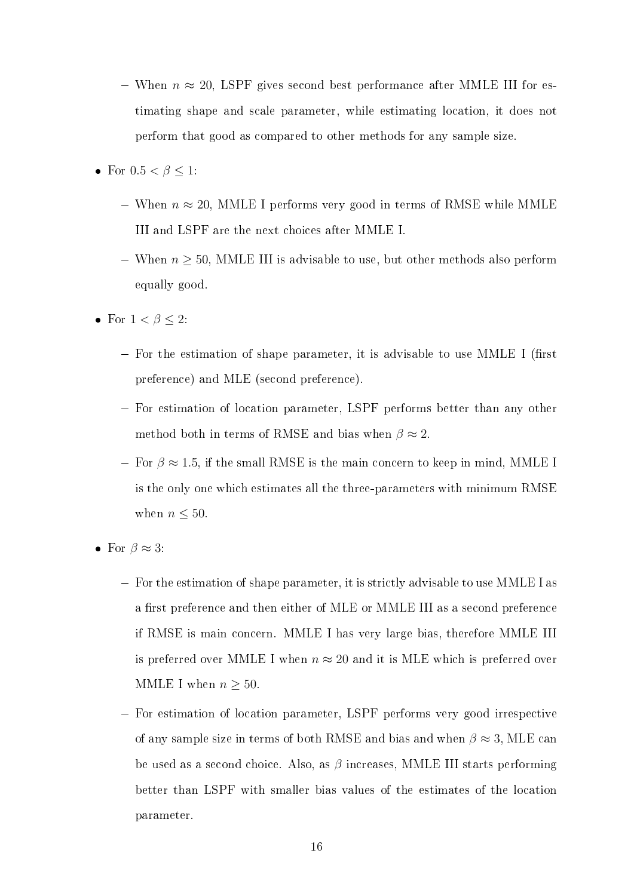- When $n \approx 20$, LSPF gives second best performance after MMLE III for estimating shape and scale parameter, while estimating location, it does not perform that good as compared to other methods for any sample size.

- For $0.5 < \beta \leq 1$:
  - When $n \approx 20$, MMLE I performs very good in terms of RMSE while MMLE III and LSPF are the next choices after MMLE I.
  - When $n \geq 50$, MMLE III is advisable to use, but other methods also perform equally good.

- For $1 < \beta \leq 2$:
  - For the estimation of shape parameter, it is advisable to use MMLE I (first preference) and MLE (second preference).
  - For estimation of location parameter, LSPF performs better than any other method both in terms of RMSE and bias when $\beta \approx 2$.
  - For $\beta \approx 1.5$, if the small RMSE is the main concern to keep in mind, MMLE I is the only one which estimates all the three-parameters with minimum RMSE when $n \leq 50$.

- For $\beta \approx 3$:
  - For the estimation of shape parameter, it is strictly advisable to use MMLE I as a first preference and then either of MLE or MMLE III as a second preference if RMSE is main concern. MMLE I has very large bias, therefore MMLE III is preferred over MMLE I when $n \approx 20$ and it is MLE which is preferred over MMLE I when $n \geq 50$.
  - For estimation of location parameter, LSPF performs very good irrespective of any sample size in terms of both RMSE and bias and when $\beta \approx 3$, MLE can be used as a second choice. Also, as $\beta$ increases, MMLE III starts performing better than LSPF with smaller bias values of the estimates of the location parameter.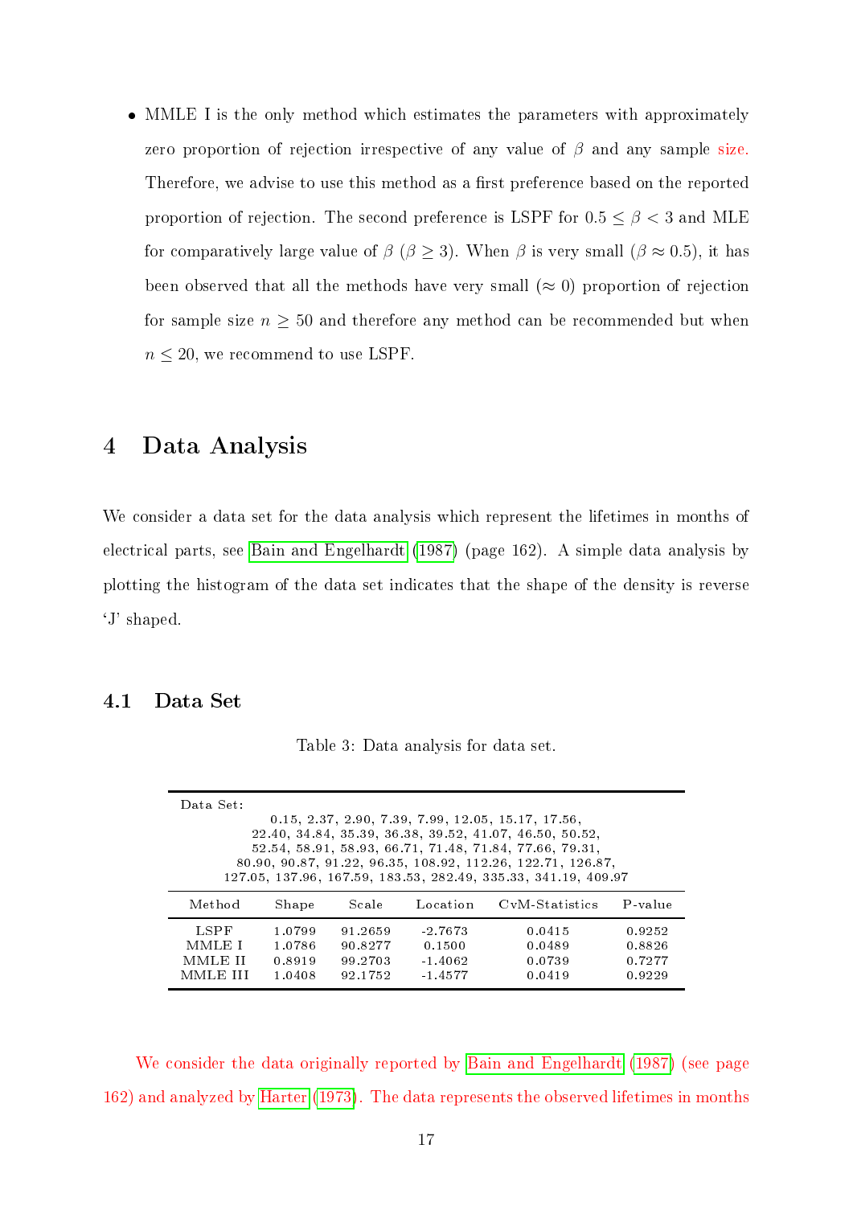- MMLE I is the only method which estimates the parameters with approximately zero proportion of rejection irrespective of any value of $\beta$ and any sample size. Therefore, we advise to use this method as a first preference based on the reported proportion of rejection. The second preference is LSPF for $0.5 \leq \beta < 3$ and MLE for comparatively large value of $\beta$ ($\beta \geq 3$). When $\beta$ is very small ($\beta \approx 0.5$), it has been observed that all the methods have very small ($\approx 0$) proportion of rejection for sample size $n \geq 50$ and therefore any method can be recommended but when $n \leq 20$, we recommend to use LSPF.

# 4 Data Analysis

We consider a data set for the data analysis which represent the lifetimes in months of electrical parts, see Bain and Engelhardt (1987) (page 162). A simple data analysis by plotting the histogram of the data set indicates that the shape of the density is reverse 'J' shaped.

## 4.1 Data Set

Table 3: Data analysis for data set.

Data Set:
0.15, 2.37, 2.90, 7.39, 7.99, 12.05, 15.17, 17.56,
22.40, 34.84, 35.39, 36.38, 39.52, 41.07, 46.50, 50.52,
52.54, 58.91, 58.93, 66.71, 71.48, 71.84, 77.66, 79.31,
80.90, 90.87, 91.22, 96.35, 108.92, 112.26, 122.71, 126.87,
127.05, 137.96, 167.59, 183.53, 282.49, 335.33, 341.19, 409.97

| Method | Shape | Scale | Location | CvM-Statistics | P-value |
|---|---|---|---|---|---|
| LSPF | 1.0799 | 91.2659 | -2.7673 | 0.0415 | 0.9252 |
| MMLE I | 1.0786 | 90.8277 | 0.1500 | 0.0489 | 0.8826 |
| MMLE II | 0.8919 | 99.2703 | -1.4062 | 0.0739 | 0.7277 |
| MMLE III | 1.0408 | 92.1752 | -1.4577 | 0.0419 | 0.9229 |

We consider the data originally reported by Bain and Engelhardt (1987) (see page 162) and analyzed by Harter (1973). The data represents the observed lifetimes in months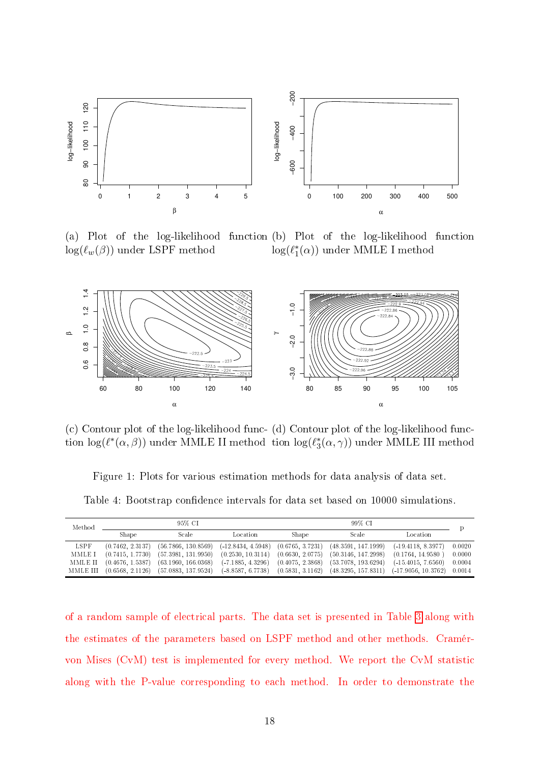(a) Plot of the log-likelihood function $\log(\ell_w(\beta))$ under LSPF method

(b) Plot of the log-likelihood function $\log(\ell_1^*(\alpha))$ under MMLE I method

(c) Contour plot of the log-likelihood function $\log(\ell^*(\alpha, \beta))$ under MMLE II method

(d) Contour plot of the log-likelihood function $\log(\ell_3^*(\alpha, \gamma))$ under MMLE III method

Figure 1: Plots for various estimation methods for data analysis of data set.

Table 4: Bootstrap confidence intervals for data set based on 10000 simulations.

| Method | 95% CI | | | 99% CI | | | p |
|---|---|---|---|---|---|---|---|
| | Shape | Scale | Location | Shape | Scale | Location | |
| LSPF | (0.7462, 2.3137) | (56.7866, 130.8569) | (-12.8434, 4.5948) | (0.6765, 3.7231) | (48.3591, 147.1999) | (-19.4118, 8.3977) | 0.0020 |
| MMLE I | (0.7415, 1.7730) | (57.3981, 131.9950) | (0.2530, 10.3114) | (0.6630, 2.0775) | (50.3146, 147.2998) | (0.1764, 14.9580 ) | 0.0000 |
| MMLE II | (0.4676, 1.5387) | (63.1960, 166.0368) | (-7.1885, 4.3296) | (0.4075, 2.3868) | (53.7078, 193.6294) | (-15.4015, 7.6560) | 0.0004 |
| MMLE III | (0.6568, 2.1126) | (57.0883, 137.9524) | (-8.8587, 6.7738) | (0.5831, 3.1162) | (48.3295, 157.8311) | (-17.9056, 10.3762) | 0.0014 |

of a random sample of electrical parts. The data set is presented in Table 3 along with the estimates of the parameters based on LSPF method and other methods. Cramér-von Mises (CvM) test is implemented for every method. We report the CvM statistic along with the P-value corresponding to each method. In order to demonstrate the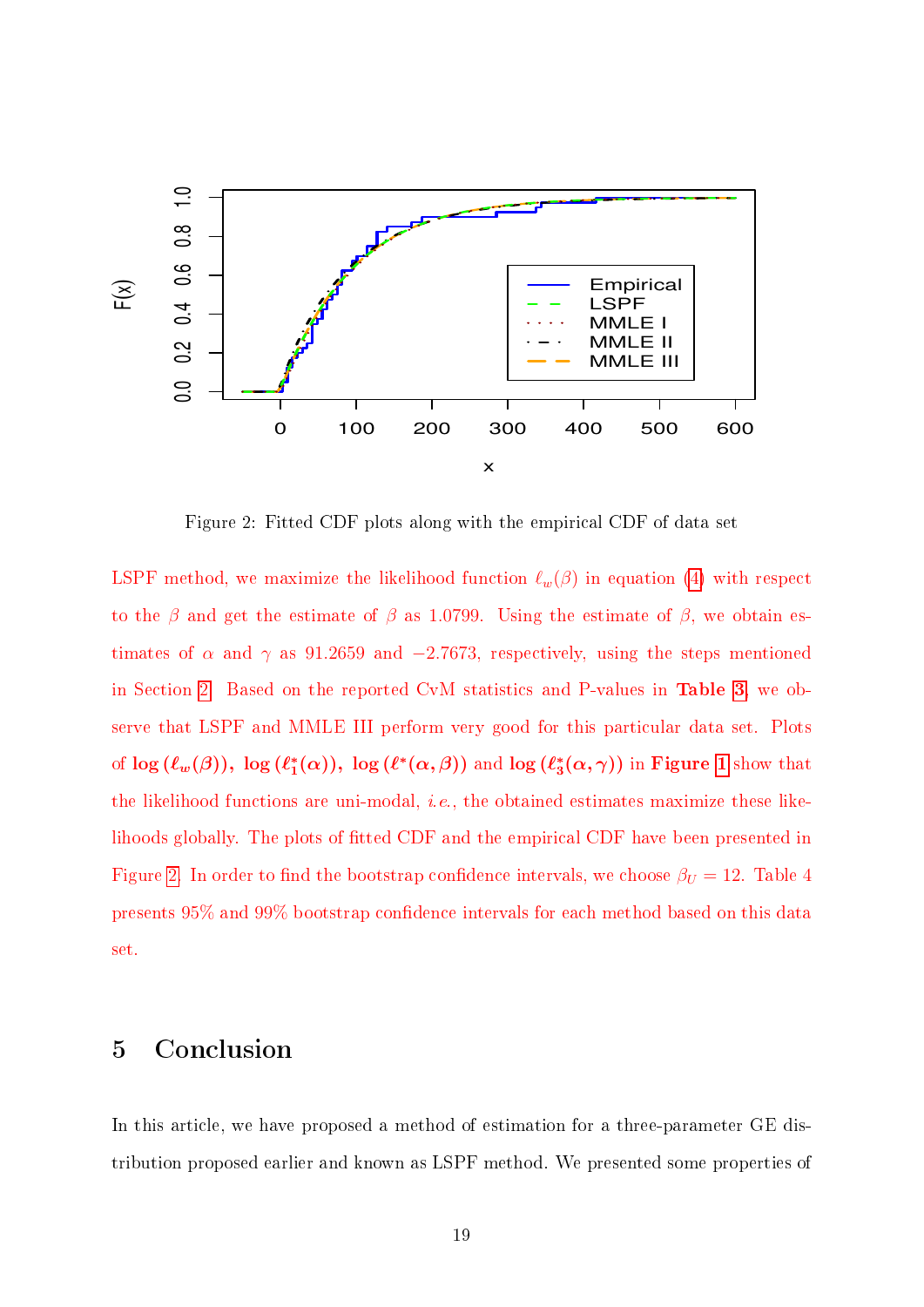Figure 2: Fitted CDF plots along with the empirical CDF of data set

LSPF method, we maximize the likelihood function $\ell_w(\beta)$ in equation (4) with respect to the $\beta$ and get the estimate of $\beta$ as 1.0799. Using the estimate of $\beta$, we obtain estimates of $\alpha$ and $\gamma$ as 91.2659 and $-2.7673$, respectively, using the steps mentioned in Section 2. Based on the reported CvM statistics and P-values in **Table 3**, we observe that LSPF and MMLE III perform very good for this particular data set. Plots of $\log\left(\ell_w(\beta)\right)$, $\log\left(\ell_1^*(\alpha)\right)$, $\log\left(\ell^*(\alpha,\beta)\right)$ and $\log\left(\ell_3^*(\alpha,\gamma)\right)$ in **Figure 1** show that the likelihood functions are uni-modal, *i.e.*, the obtained estimates maximize these likelihoods globally. The plots of fitted CDF and the empirical CDF have been presented in Figure 2. In order to find the bootstrap confidence intervals, we choose $\beta_U = 12$. Table 4 presents 95% and 99% bootstrap confidence intervals for each method based on this data set.

## 5 Conclusion

In this article, we have proposed a method of estimation for a three-parameter GE distribution proposed earlier and known as LSPF method. We presented some properties of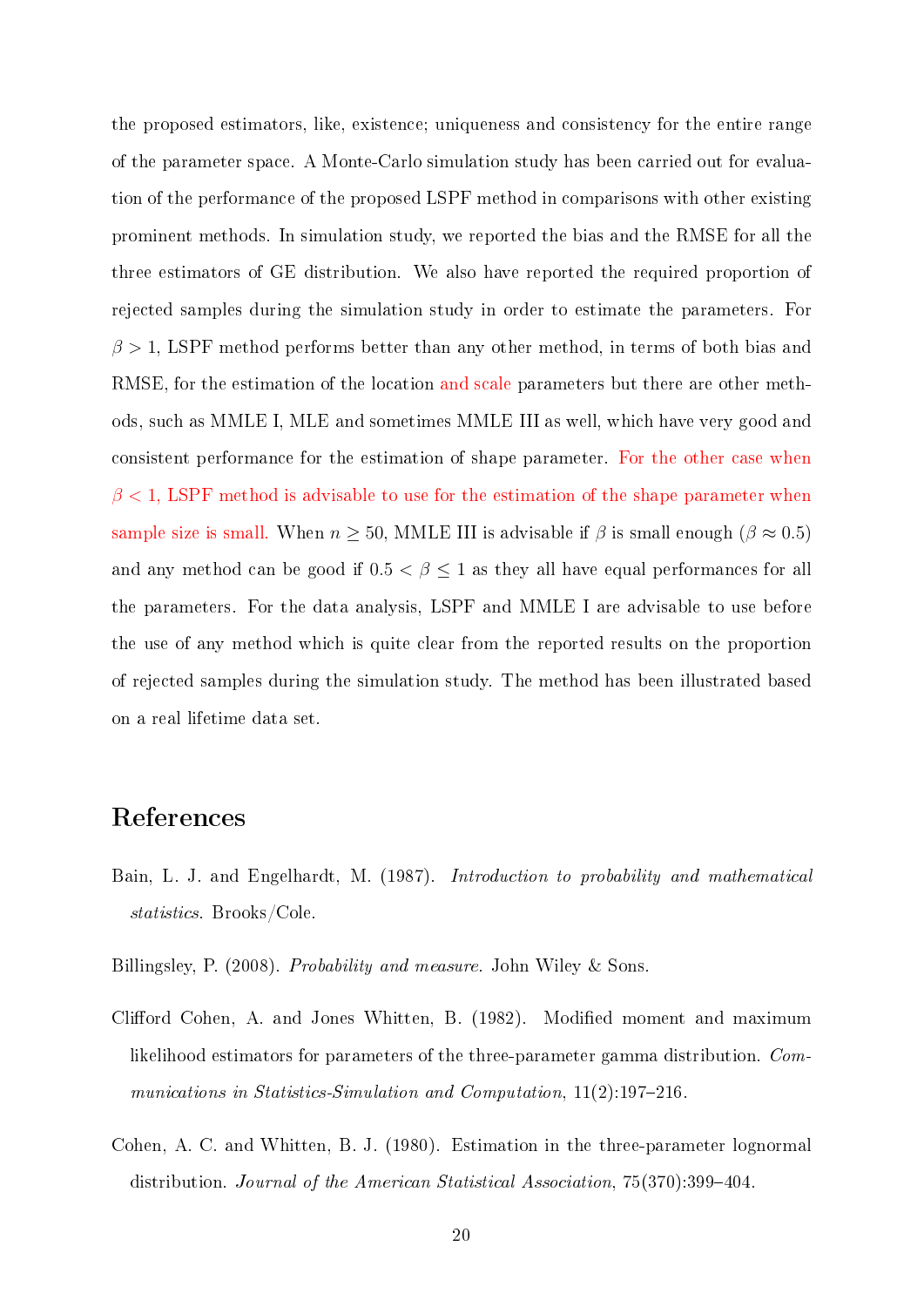the proposed estimators, like, existence; uniqueness and consistency for the entire range of the parameter space. A Monte-Carlo simulation study has been carried out for evaluation of the performance of the proposed LSPF method in comparisons with other existing prominent methods. In simulation study, we reported the bias and the RMSE for all the three estimators of GE distribution. We also have reported the required proportion of rejected samples during the simulation study in order to estimate the parameters. For $\beta > 1$, LSPF method performs better than any other method, in terms of both bias and RMSE, for the estimation of the location and scale parameters but there are other methods, such as MMLE I, MLE and sometimes MMLE III as well, which have very good and consistent performance for the estimation of shape parameter. For the other case when $\beta < 1$, LSPF method is advisable to use for the estimation of the shape parameter when sample size is small. When $n \geq 50$, MMLE III is advisable if $\beta$ is small enough ($\beta \approx 0.5$) and any method can be good if $0.5 < \beta \leq 1$ as they all have equal performances for all the parameters. For the data analysis, LSPF and MMLE I are advisable to use before the use of any method which is quite clear from the reported results on the proportion of rejected samples during the simulation study. The method has been illustrated based on a real lifetime data set.

# References

Bain, L. J. and Engelhardt, M. (1987). *Introduction to probability and mathematical statistics*. Brooks/Cole.

Billingsley, P. (2008). *Probability and measure*. John Wiley & Sons.

Clifford Cohen, A. and Jones Whitten, B. (1982). Modified moment and maximum likelihood estimators for parameters of the three-parameter gamma distribution. *Communications in Statistics-Simulation and Computation*, 11(2):197–216.

Cohen, A. C. and Whitten, B. J. (1980). Estimation in the three-parameter lognormal distribution. *Journal of the American Statistical Association*, 75(370):399–404.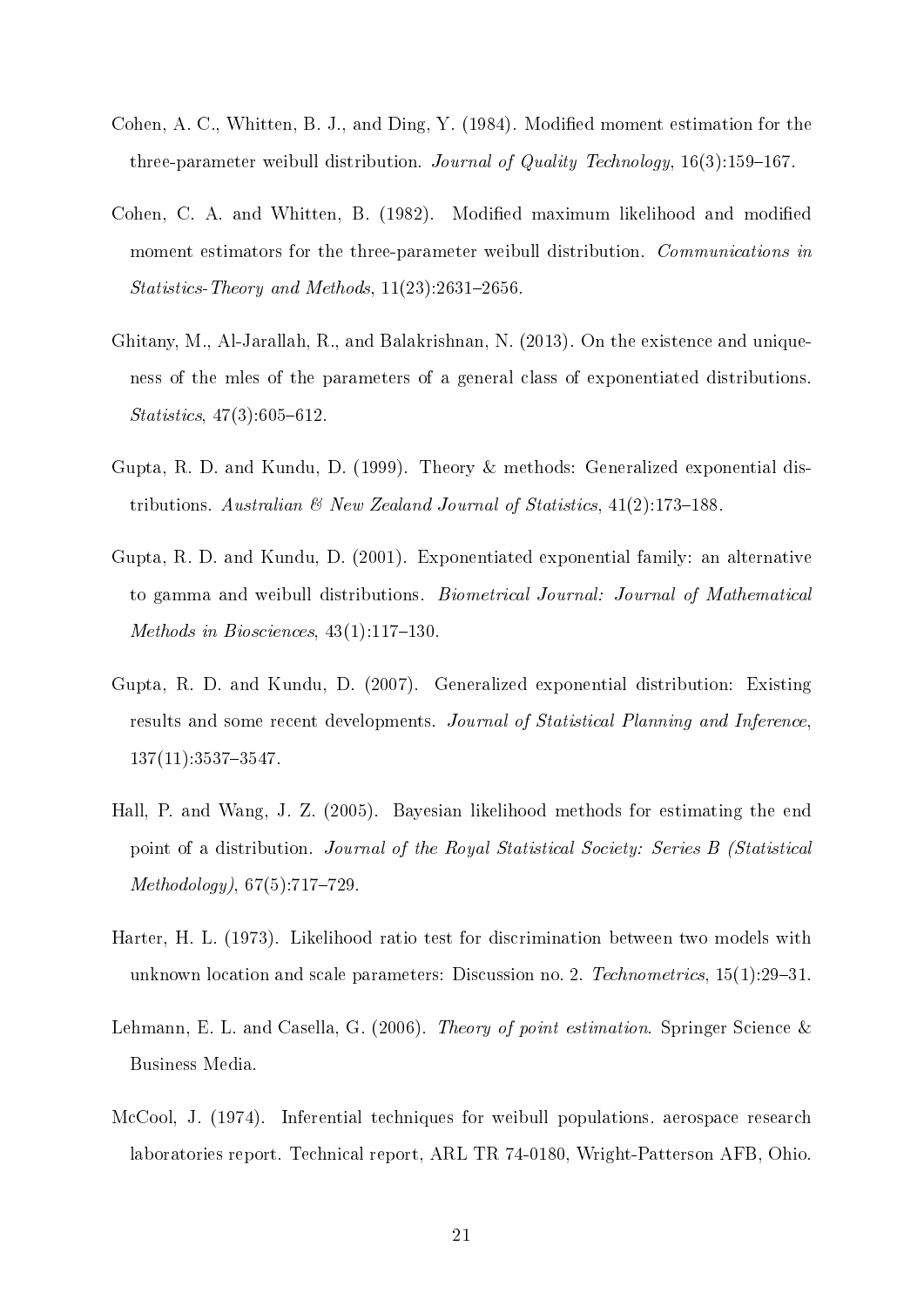Cohen, A. C., Whitten, B. J., and Ding, Y. (1984). Modified moment estimation for the three-parameter weibull distribution. *Journal of Quality Technology*, 16(3):159–167.

Cohen, C. A. and Whitten, B. (1982). Modified maximum likelihood and modified moment estimators for the three-parameter weibull distribution. *Communications in Statistics-Theory and Methods*, 11(23):2631–2656.

Ghitany, M., Al-Jarallah, R., and Balakrishnan, N. (2013). On the existence and uniqueness of the mles of the parameters of a general class of exponentiated distributions. *Statistics*, 47(3):605–612.

Gupta, R. D. and Kundu, D. (1999). Theory & methods: Generalized exponential distributions. *Australian & New Zealand Journal of Statistics*, 41(2):173–188.

Gupta, R. D. and Kundu, D. (2001). Exponentiated exponential family: an alternative to gamma and weibull distributions. *Biometrical Journal: Journal of Mathematical Methods in Biosciences*, 43(1):117–130.

Gupta, R. D. and Kundu, D. (2007). Generalized exponential distribution: Existing results and some recent developments. *Journal of Statistical Planning and Inference*, 137(11):3537–3547.

Hall, P. and Wang, J. Z. (2005). Bayesian likelihood methods for estimating the end point of a distribution. *Journal of the Royal Statistical Society: Series B (Statistical Methodology)*, 67(5):717–729.

Harter, H. L. (1973). Likelihood ratio test for discrimination between two models with unknown location and scale parameters: Discussion no. 2. *Technometrics*, 15(1):29–31.

Lehmann, E. L. and Casella, G. (2006). *Theory of point estimation*. Springer Science & Business Media.

McCool, J. (1974). Inferential techniques for weibull populations. aerospace research laboratories report. Technical report, ARL TR 74-0180, Wright-Patterson AFB, Ohio.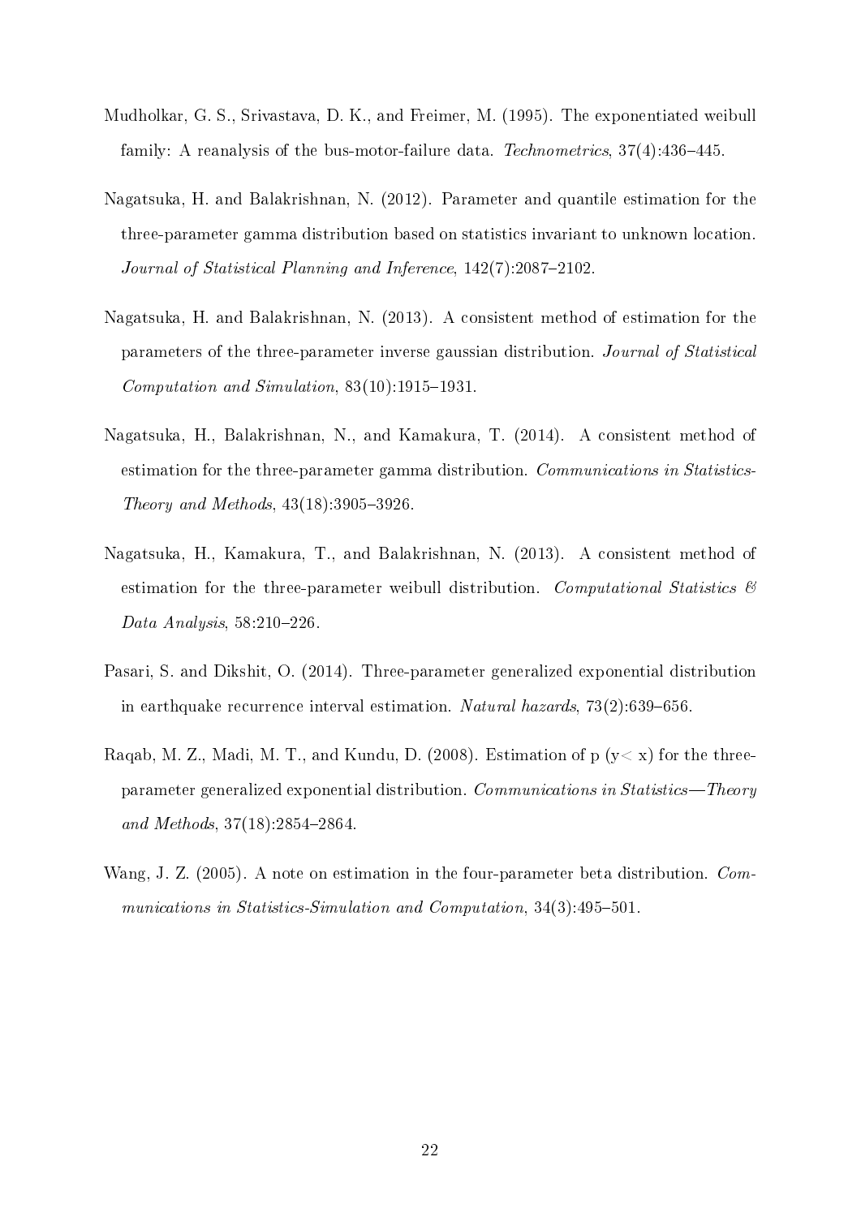Mudholkar, G. S., Srivastava, D. K., and Freimer, M. (1995). The exponentiated weibull family: A reanalysis of the bus-motor-failure data. *Technometrics*, 37(4):436–445.

Nagatsuka, H. and Balakrishnan, N. (2012). Parameter and quantile estimation for the three-parameter gamma distribution based on statistics invariant to unknown location. *Journal of Statistical Planning and Inference*, 142(7):2087–2102.

Nagatsuka, H. and Balakrishnan, N. (2013). A consistent method of estimation for the parameters of the three-parameter inverse gaussian distribution. *Journal of Statistical Computation and Simulation*, 83(10):1915–1931.

Nagatsuka, H., Balakrishnan, N., and Kamakura, T. (2014). A consistent method of estimation for the three-parameter gamma distribution. *Communications in Statistics-Theory and Methods*, 43(18):3905–3926.

Nagatsuka, H., Kamakura, T., and Balakrishnan, N. (2013). A consistent method of estimation for the three-parameter weibull distribution. *Computational Statistics & Data Analysis*, 58:210–226.

Pasari, S. and Dikshit, O. (2014). Three-parameter generalized exponential distribution in earthquake recurrence interval estimation. *Natural hazards*, 73(2):639–656.

Raqab, M. Z., Madi, M. T., and Kundu, D. (2008). Estimation of p (y< x) for the three-parameter generalized exponential distribution. *Communications in Statistics—Theory and Methods*, 37(18):2854–2864.

Wang, J. Z. (2005). A note on estimation in the four-parameter beta distribution. *Communications in Statistics-Simulation and Computation*, 34(3):495–501.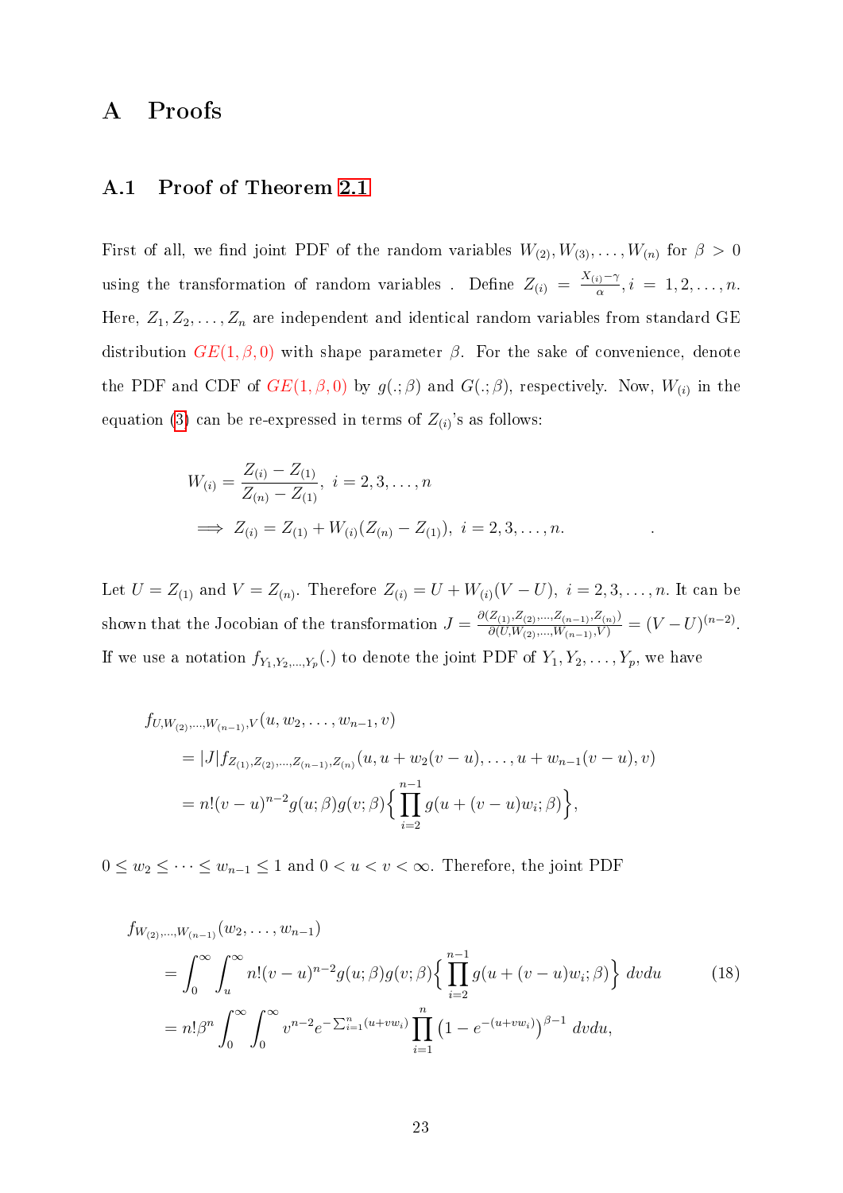# A Proofs

## A.1 Proof of Theorem 2.1

First of all, we find joint PDF of the random variables $W_{(2)}, W_{(3)}, \ldots, W_{(n)}$ for $\beta > 0$ using the transformation of random variables . Define $Z_{(i)} = \frac{X_{(i)} - \gamma}{\alpha}, i = 1, 2, \ldots, n$. Here, $Z_1, Z_2, \ldots, Z_n$ are independent and identical random variables from standard GE distribution $GE(1, \beta, 0)$ with shape parameter $\beta$. For the sake of convenience, denote the PDF and CDF of $GE(1, \beta, 0)$ by $g(.;\beta)$ and $G(.;\beta)$, respectively. Now, $W_{(i)}$ in the equation (3) can be re-expressed in terms of $Z_{(i)}$'s as follows:

$$
\begin{aligned}
W_{(i)} &= \frac{Z_{(i)} - Z_{(1)}}{Z_{(n)} - Z_{(1)}}, \; i = 2, 3, \ldots, n \\
\implies Z_{(i)} &= Z_{(1)} + W_{(i)}(Z_{(n)} - Z_{(1)}), \; i = 2, 3, \ldots, n.
\end{aligned}
$$

Let $U = Z_{(1)}$ and $V = Z_{(n)}$. Therefore $Z_{(i)} = U + W_{(i)}(V - U), \; i = 2, 3, \ldots, n$. It can be shown that the Jocobian of the transformation $J = \frac{\partial(Z_{(1)}, Z_{(2)}, \ldots, Z_{(n-1)}, Z_{(n)})}{\partial(U, W_{(2)}, \ldots, W_{(n-1)}, V)} = (V - U)^{(n-2)}$. If we use a notation $f_{Y_1, Y_2, \ldots, Y_p}(.)$ to denote the joint PDF of $Y_1, Y_2, \ldots, Y_p$, we have

$$
\begin{aligned}
&f_{U, W_{(2)}, \ldots, W_{(n-1)}, V}(u, w_2, \ldots, w_{n-1}, v) \\
&\quad = |J| f_{Z_{(1)}, Z_{(2)}, \ldots, Z_{(n-1)}, Z_{(n)}}(u, u + w_2(v - u), \ldots, u + w_{n-1}(v - u), v) \\
&\quad = n!(v - u)^{n-2} g(u;\beta) g(v;\beta) \Big\{ \prod_{i=2}^{n-1} g(u + (v - u)w_i;\beta) \Big\},
\end{aligned}
$$

$0 \le w_2 \le \cdots \le w_{n-1} \le 1$ and $0 < u < v < \infty$. Therefore, the joint PDF

$$
\begin{aligned}
&f_{W_{(2)}, \ldots, W_{(n-1)}}(w_2, \ldots, w_{n-1}) \\
&\quad = \int_0^\infty \int_u^\infty n!(v - u)^{n-2} g(u;\beta) g(v;\beta) \Big\{ \prod_{i=2}^{n-1} g(u + (v - u)w_i;\beta) \Big\} \, dv du \qquad (18) \\
&\quad = n!\beta^n \int_0^\infty \int_0^\infty v^{n-2} e^{-\sum_{i=1}^n (u + v w_i)} \prod_{i=1}^n \left(1 - e^{-(u + v w_i)}\right)^{\beta - 1} \, dv du,
\end{aligned}
$$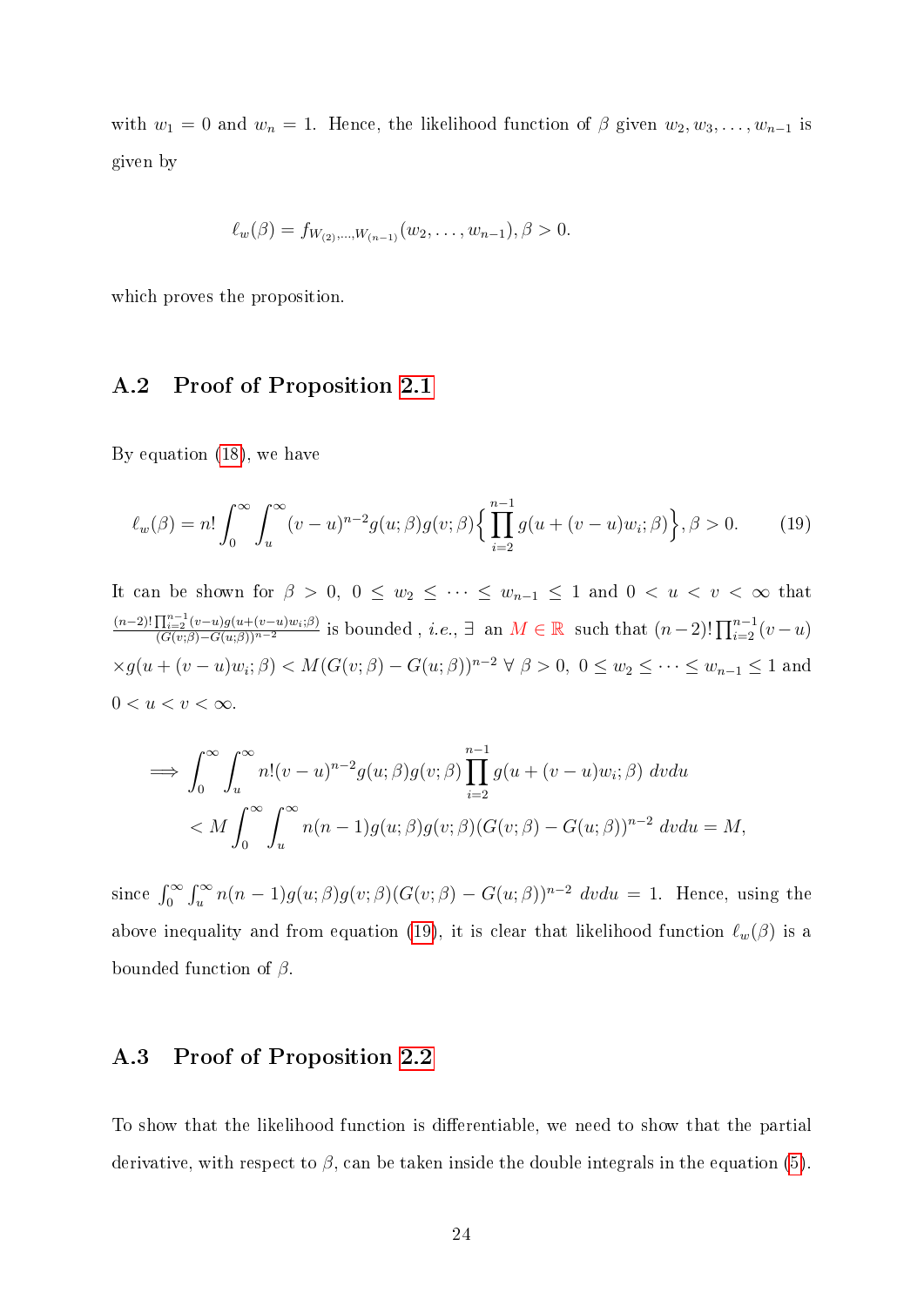with $w_1 = 0$ and $w_n = 1$. Hence, the likelihood function of $\beta$ given $w_2, w_3, \ldots, w_{n-1}$ is given by

$$\ell_w(\beta) = f_{W_{(2)},\ldots,W_{(n-1)}}(w_2, \ldots, w_{n-1}), \beta > 0.$$

which proves the proposition.

## A.2 Proof of Proposition 2.1

By equation (18), we have

$$\ell_w(\beta) = n! \int_0^\infty \int_u^\infty (v-u)^{n-2} g(u;\beta) g(v;\beta) \Big\{ \prod_{i=2}^{n-1} g(u + (v-u)w_i;\beta) \Big\}, \beta > 0. \tag{19}$$

It can be shown for $\beta > 0,\ 0 \leq w_2 \leq \cdots \leq w_{n-1} \leq 1$ and $0 < u < v < \infty$ that $\frac{(n-2)! \prod_{i=2}^{n-1} (v-u) g(u+(v-u)w_i;\beta)}{(G(v;\beta)-G(u;\beta))^{n-2}}$ is bounded , *i.e.*, $\exists$ an $M \in \mathbb{R}$ such that $(n-2)! \prod_{i=2}^{n-1} (v-u)$ $\times g(u + (v-u)w_i;\beta) < M(G(v;\beta) - G(u;\beta))^{n-2}\ \forall\ \beta > 0,\ 0 \leq w_2 \leq \cdots \leq w_{n-1} \leq 1$ and $0 < u < v < \infty$.

$$\begin{aligned}
\implies & \int_0^\infty \int_u^\infty n!(v-u)^{n-2} g(u;\beta) g(v;\beta) \prod_{i=2}^{n-1} g(u + (v-u)w_i;\beta)\ dvdu \\
& < M \int_0^\infty \int_u^\infty n(n-1) g(u;\beta) g(v;\beta) (G(v;\beta) - G(u;\beta))^{n-2}\ dvdu = M,
\end{aligned}$$

since $\int_0^\infty \int_u^\infty n(n-1) g(u;\beta) g(v;\beta)(G(v;\beta) - G(u;\beta))^{n-2}\ dvdu = 1$. Hence, using the above inequality and from equation (19), it is clear that likelihood function $\ell_w(\beta)$ is a bounded function of $\beta$.

## A.3 Proof of Proposition 2.2

To show that the likelihood function is differentiable, we need to show that the partial derivative, with respect to $\beta$, can be taken inside the double integrals in the equation (5).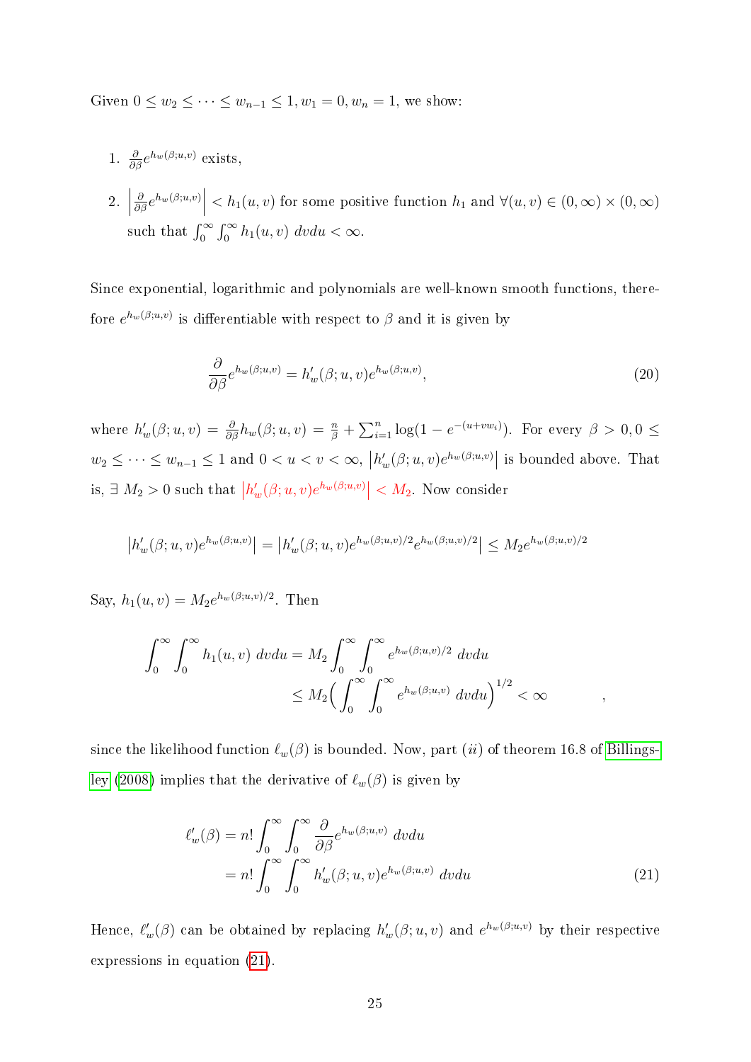Given $0 \leq w_2 \leq \cdots \leq w_{n-1} \leq 1, w_1 = 0, w_n = 1$, we show:

1. $\frac{\partial}{\partial \beta} e^{h_w(\beta;u,v)}$ exists,
2. $\left|\frac{\partial}{\partial \beta} e^{h_w(\beta;u,v)}\right| < h_1(u,v)$ for some positive function $h_1$ and $\forall (u,v) \in (0,\infty) \times (0,\infty)$ such that $\int_0^\infty \int_0^\infty h_1(u,v)\ dvdu < \infty$.

Since exponential, logarithmic and polynomials are well-known smooth functions, therefore $e^{h_w(\beta;u,v)}$ is differentiable with respect to $\beta$ and it is given by

$$\frac{\partial}{\partial \beta} e^{h_w(\beta;u,v)} = h'_w(\beta;u,v) e^{h_w(\beta;u,v)}, \tag{20}$$

where $h'_w(\beta;u,v) = \frac{\partial}{\partial \beta} h_w(\beta;u,v) = \frac{n}{\beta} + \sum_{i=1}^n \log(1 - e^{-(u+vw_i)})$. For every $\beta > 0, 0 \leq w_2 \leq \cdots \leq w_{n-1} \leq 1$ and $0 < u < v < \infty$, $\left|h'_w(\beta;u,v)e^{h_w(\beta;u,v)}\right|$ is bounded above. That is, $\exists\ M_2 > 0$ such that $\left|h'_w(\beta;u,v)e^{h_w(\beta;u,v)}\right| < M_2$. Now consider

$$\left|h'_w(\beta;u,v)e^{h_w(\beta;u,v)}\right| = \left|h'_w(\beta;u,v)e^{h_w(\beta;u,v)/2} e^{h_w(\beta;u,v)/2}\right| \leq M_2 e^{h_w(\beta;u,v)/2}$$

Say, $h_1(u,v) = M_2 e^{h_w(\beta;u,v)/2}$. Then

$$\begin{aligned}
\int_0^\infty \int_0^\infty h_1(u,v)\ dvdu &= M_2 \int_0^\infty \int_0^\infty e^{h_w(\beta;u,v)/2}\ dvdu \\
&\leq M_2 \Big( \int_0^\infty \int_0^\infty e^{h_w(\beta;u,v)}\ dvdu \Big)^{1/2} < \infty
\end{aligned},$$

since the likelihood function $\ell_w(\beta)$ is bounded. Now, part $(ii)$ of theorem 16.8 of Billingsley (2008) implies that the derivative of $\ell_w(\beta)$ is given by

$$\begin{aligned}
\ell'_w(\beta) &= n! \int_0^\infty \int_0^\infty \frac{\partial}{\partial \beta} e^{h_w(\beta;u,v)}\ dvdu \\
&= n! \int_0^\infty \int_0^\infty h'_w(\beta;u,v) e^{h_w(\beta;u,v)}\ dvdu
\end{aligned} \tag{21}$$

Hence, $\ell'_w(\beta)$ can be obtained by replacing $h'_w(\beta;u,v)$ and $e^{h_w(\beta;u,v)}$ by their respective expressions in equation (21).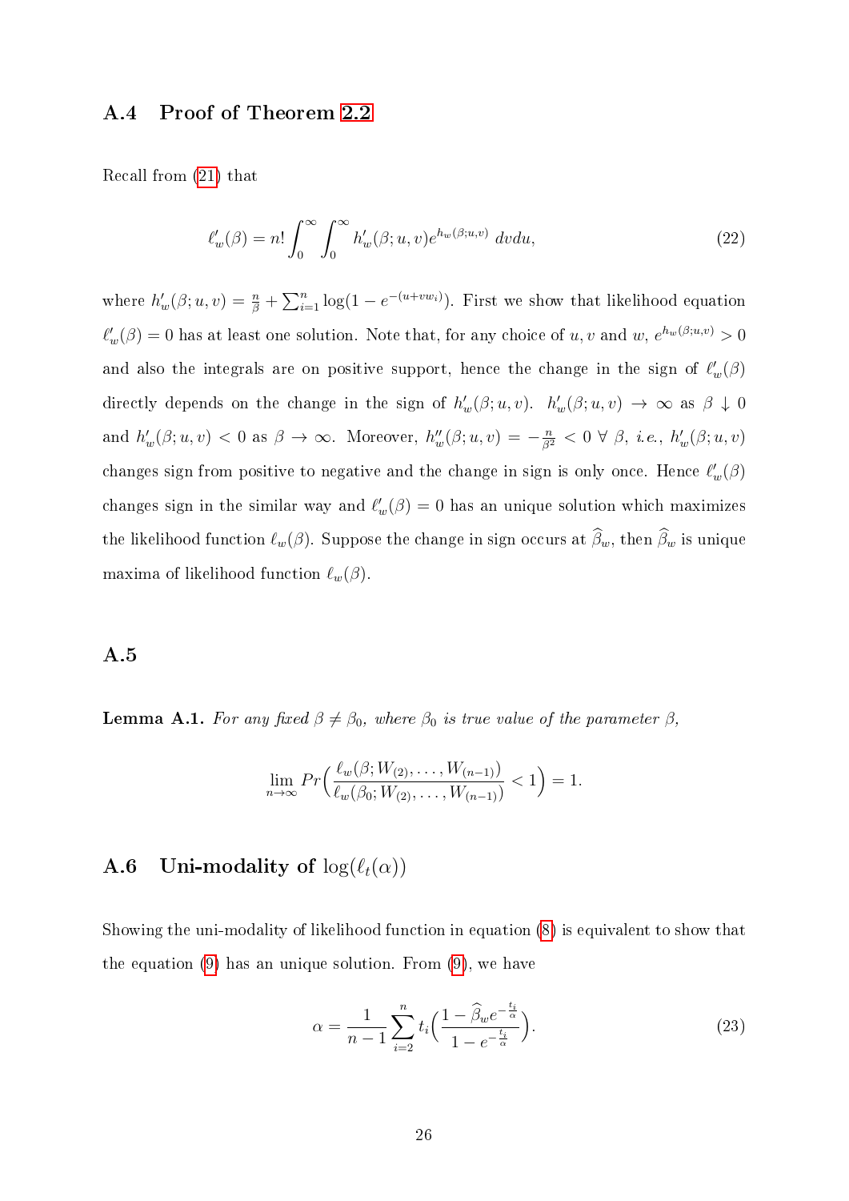### A.4 Proof of Theorem 2.2

Recall from (21) that

$$\ell'_w(\beta) = n! \int_0^\infty \int_0^\infty h'_w(\beta; u, v) e^{h_w(\beta;u,v)} \, dv du, \tag{22}$$

where $h'_w(\beta; u, v) = \frac{n}{\beta} + \sum_{i=1}^n \log(1 - e^{-(u+vw_i)})$. First we show that likelihood equation $\ell'_w(\beta) = 0$ has at least one solution. Note that, for any choice of $u, v$ and $w$, $e^{h_w(\beta;u,v)} > 0$ and also the integrals are on positive support, hence the change in the sign of $\ell'_w(\beta)$ directly depends on the change in the sign of $h'_w(\beta; u, v)$. $h'_w(\beta; u, v) \to \infty$ as $\beta \downarrow 0$ and $h'_w(\beta; u, v) < 0$ as $\beta \to \infty$. Moreover, $h''_w(\beta; u, v) = -\frac{n}{\beta^2} < 0 \; \forall \; \beta$, *i.e.*, $h'_w(\beta; u, v)$ changes sign from positive to negative and the change in sign is only once. Hence $\ell'_w(\beta)$ changes sign in the similar way and $\ell'_w(\beta) = 0$ has an unique solution which maximizes the likelihood function $\ell_w(\beta)$. Suppose the change in sign occurs at $\widehat{\beta}_w$, then $\widehat{\beta}_w$ is unique maxima of likelihood function $\ell_w(\beta)$.

### A.5

**Lemma A.1.** *For any fixed $\beta \neq \beta_0$, where $\beta_0$ is true value of the parameter $\beta$,*

$$\lim_{n\to\infty} Pr\Big(\frac{\ell_w(\beta; W_{(2)}, \ldots, W_{(n-1)})}{\ell_w(\beta_0; W_{(2)}, \ldots, W_{(n-1)})} < 1\Big) = 1.$$

### A.6 Uni-modality of $\log(\ell_t(\alpha))$

Showing the uni-modality of likelihood function in equation (8) is equivalent to show that the equation (9) has an unique solution. From (9), we have

$$\alpha = \frac{1}{n-1} \sum_{i=2}^n t_i \Big( \frac{1 - \widehat{\beta}_w e^{-\frac{t_i}{\alpha}}}{1 - e^{-\frac{t_i}{\alpha}}} \Big). \tag{23}$$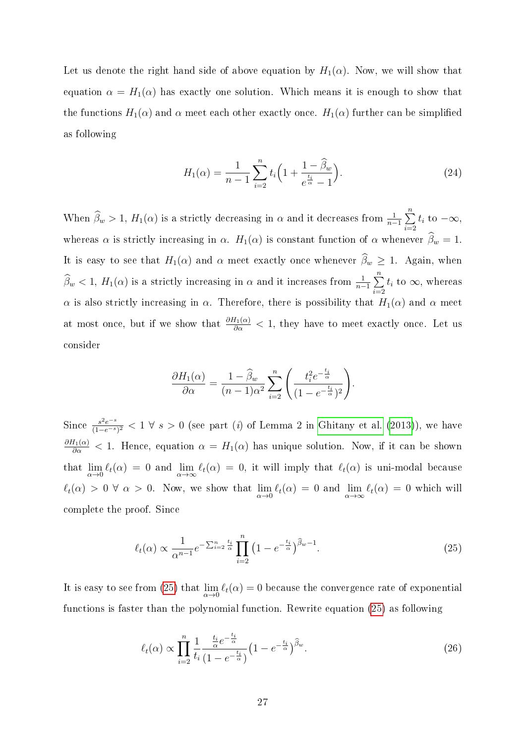Let us denote the right hand side of above equation by $H_1(\alpha)$. Now, we will show that equation $\alpha = H_1(\alpha)$ has exactly one solution. Which means it is enough to show that the functions $H_1(\alpha)$ and $\alpha$ meet each other exactly once. $H_1(\alpha)$ further can be simplified as following

$$H_1(\alpha) = \frac{1}{n-1}\sum_{i=2}^{n} t_i\Big(1 + \frac{1-\widehat{\beta}_w}{e^{\frac{t_i}{\alpha}}-1}\Big). \tag{24}$$

When $\widehat{\beta}_w > 1$, $H_1(\alpha)$ is a strictly decreasing in $\alpha$ and it decreases from $\frac{1}{n-1}\sum\limits_{i=2}^{n} t_i$ to $-\infty$, whereas $\alpha$ is strictly increasing in $\alpha$. $H_1(\alpha)$ is constant function of $\alpha$ whenever $\widehat{\beta}_w = 1$. It is easy to see that $H_1(\alpha)$ and $\alpha$ meet exactly once whenever $\widehat{\beta}_w \geq 1$. Again, when $\widehat{\beta}_w < 1$, $H_1(\alpha)$ is a strictly increasing in $\alpha$ and it increases from $\frac{1}{n-1}\sum\limits_{i=2}^{n} t_i$ to $\infty$, whereas $\alpha$ is also strictly increasing in $\alpha$. Therefore, there is possibility that $H_1(\alpha)$ and $\alpha$ meet at most once, but if we show that $\frac{\partial H_1(\alpha)}{\partial \alpha} < 1$, they have to meet exactly once. Let us consider

$$\frac{\partial H_1(\alpha)}{\partial \alpha} = \frac{1-\widehat{\beta}_w}{(n-1)\alpha^2}\sum_{i=2}^{n}\left(\frac{t_i^2 e^{-\frac{t_i}{\alpha}}}{(1-e^{-\frac{t_i}{\alpha}})^2}\right).$$

Since $\frac{s^2e^{-s}}{(1-e^{-s})^2} < 1 \; \forall \; s > 0$ (see part $(i)$ of Lemma 2 in Ghitany et al. (2013)), we have $\frac{\partial H_1(\alpha)}{\partial \alpha} < 1$. Hence, equation $\alpha = H_1(\alpha)$ has unique solution. Now, if it can be shown that $\lim\limits_{\alpha\to 0} \ell_t(\alpha) = 0$ and $\lim\limits_{\alpha\to\infty} \ell_t(\alpha) = 0$, it will imply that $\ell_t(\alpha)$ is uni-modal because $\ell_t(\alpha) > 0 \; \forall \; \alpha > 0$. Now, we show that $\lim\limits_{\alpha\to 0} \ell_t(\alpha) = 0$ and $\lim\limits_{\alpha\to\infty} \ell_t(\alpha) = 0$ which will complete the proof. Since

$$\ell_t(\alpha) \propto \frac{1}{\alpha^{n-1}} e^{-\sum_{i=2}^{n}\frac{t_i}{\alpha}} \prod_{i=2}^{n}\big(1-e^{-\frac{t_i}{\alpha}}\big)^{\widehat{\beta}_w - 1}. \tag{25}$$

It is easy to see from (25) that $\lim\limits_{\alpha\to 0} \ell_t(\alpha) = 0$ because the convergence rate of exponential functions is faster than the polynomial function. Rewrite equation (25) as following

$$\ell_t(\alpha) \propto \prod_{i=2}^{n}\frac{1}{t_i}\frac{\frac{t_i}{\alpha}e^{-\frac{t_i}{\alpha}}}{(1-e^{-\frac{t_i}{\alpha}})}\big(1-e^{-\frac{t_i}{\alpha}}\big)^{\widehat{\beta}_w}. \tag{26}$$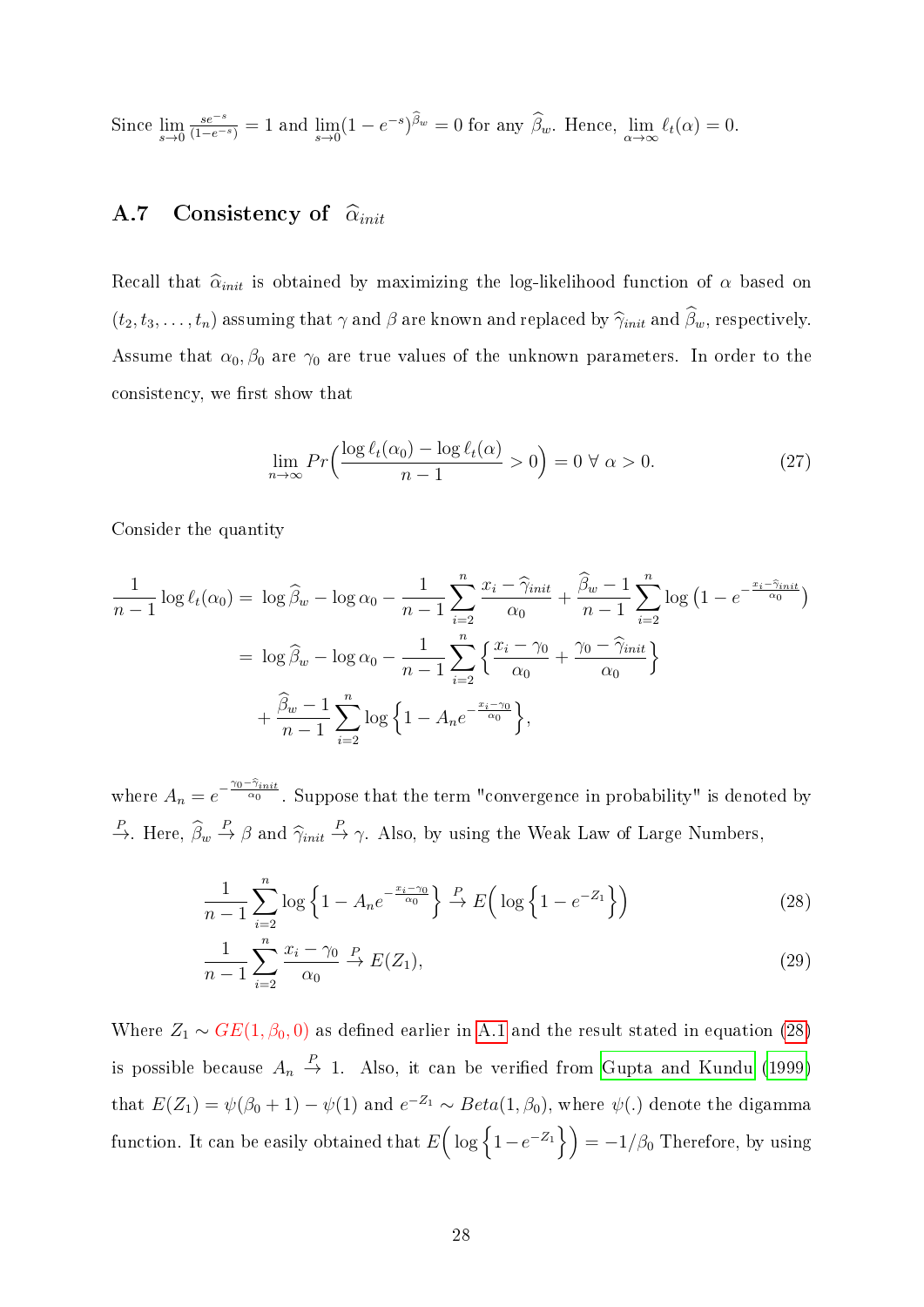Since $\lim_{s \to 0} \frac{se^{-s}}{(1-e^{-s})} = 1$ and $\lim_{s\to 0}(1-e^{-s})^{\widehat{\beta}_w} = 0$ for any $\widehat{\beta}_w$. Hence, $\lim_{\alpha \to \infty} \ell_t(\alpha) = 0$.

## A.7 Consistency of $\widehat{\alpha}_{init}$

Recall that $\widehat{\alpha}_{init}$ is obtained by maximizing the log-likelihood function of $\alpha$ based on $(t_2, t_3, \ldots, t_n)$ assuming that $\gamma$ and $\beta$ are known and replaced by $\widehat{\gamma}_{init}$ and $\widehat{\beta}_w$, respectively. Assume that $\alpha_0, \beta_0$ are $\gamma_0$ are true values of the unknown parameters. In order to the consistency, we first show that

$$\lim_{n \to \infty} Pr\Big(\frac{\log \ell_t(\alpha_0) - \log \ell_t(\alpha)}{n-1} > 0\Big) = 0 \;\forall\; \alpha > 0. \tag{27}$$

Consider the quantity

$$\begin{aligned}
\frac{1}{n-1}\log \ell_t(\alpha_0) =&\; \log \widehat{\beta}_w - \log \alpha_0 - \frac{1}{n-1}\sum_{i=2}^{n} \frac{x_i - \widehat{\gamma}_{init}}{\alpha_0} + \frac{\widehat{\beta}_w - 1}{n-1}\sum_{i=2}^{n} \log\big(1 - e^{-\frac{x_i - \widehat{\gamma}_{init}}{\alpha_0}}\big) \\
=&\; \log \widehat{\beta}_w - \log \alpha_0 - \frac{1}{n-1}\sum_{i=2}^{n} \Big\{\frac{x_i - \gamma_0}{\alpha_0} + \frac{\gamma_0 - \widehat{\gamma}_{init}}{\alpha_0}\Big\} \\
&+ \frac{\widehat{\beta}_w - 1}{n-1}\sum_{i=2}^{n} \log\Big\{1 - A_n e^{-\frac{x_i - \gamma_0}{\alpha_0}}\Big\},
\end{aligned}$$

where $A_n = e^{-\frac{\gamma_0 - \widehat{\gamma}_{init}}{\alpha_0}}$. Suppose that the term "convergence in probability" is denoted by $\xrightarrow{P}$. Here, $\widehat{\beta}_w \xrightarrow{P} \beta$ and $\widehat{\gamma}_{init} \xrightarrow{P} \gamma$. Also, by using the Weak Law of Large Numbers,

$$\frac{1}{n-1}\sum_{i=2}^{n} \log\Big\{1 - A_n e^{-\frac{x_i - \gamma_0}{\alpha_0}}\Big\} \xrightarrow{P} E\Big(\log\Big\{1 - e^{-Z_1}\Big\}\Big) \tag{28}$$

$$\frac{1}{n-1}\sum_{i=2}^{n} \frac{x_i - \gamma_0}{\alpha_0} \xrightarrow{P} E(Z_1), \tag{29}$$

Where $Z_1 \sim GE(1, \beta_0, 0)$ as defined earlier in A.1 and the result stated in equation (28) is possible because $A_n \xrightarrow{P} 1$. Also, it can be verified from Gupta and Kundu (1999) that $E(Z_1) = \psi(\beta_0 + 1) - \psi(1)$ and $e^{-Z_1} \sim Beta(1, \beta_0)$, where $\psi(.)$ denote the digamma function. It can be easily obtained that $E\Big(\log\Big\{1 - e^{-Z_1}\Big\}\Big) = -1/\beta_0$ Therefore, by using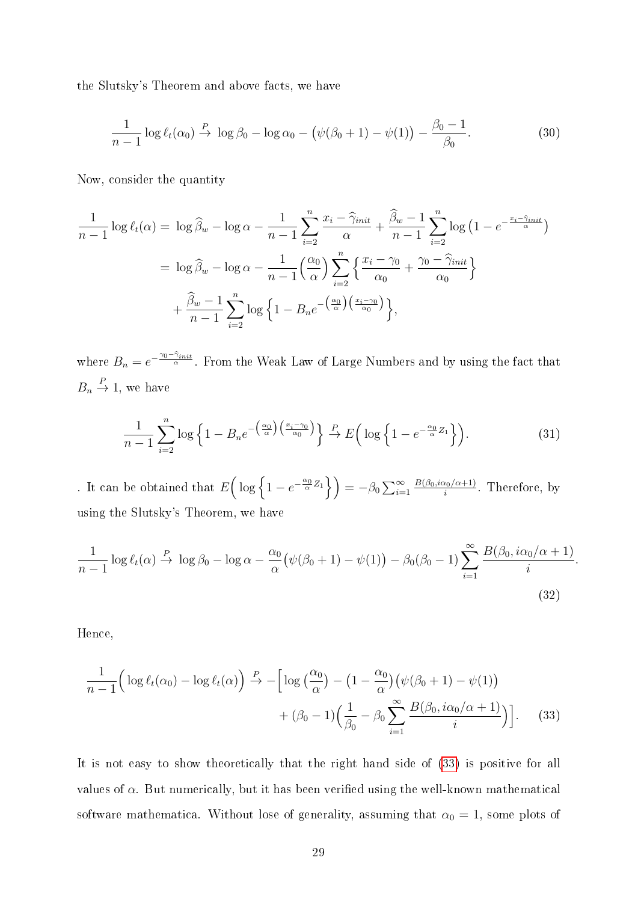the Slutsky's Theorem and above facts, we have

$$\frac{1}{n-1}\log \ell_t(\alpha_0) \xrightarrow{P} \log \beta_0 - \log \alpha_0 - \big(\psi(\beta_0+1) - \psi(1)\big) - \frac{\beta_0 - 1}{\beta_0}. \tag{30}$$

Now, consider the quantity

$$\begin{aligned}
\frac{1}{n-1}\log \ell_t(\alpha) =&\ \log \widehat{\beta}_w - \log \alpha - \frac{1}{n-1}\sum_{i=2}^{n}\frac{x_i - \widehat{\gamma}_{init}}{\alpha} + \frac{\widehat{\beta}_w - 1}{n-1}\sum_{i=2}^{n}\log\big(1 - e^{-\frac{x_i - \widehat{\gamma}_{init}}{\alpha}}\big) \\
=&\ \log \widehat{\beta}_w - \log \alpha - \frac{1}{n-1}\Big(\frac{\alpha_0}{\alpha}\Big)\sum_{i=2}^{n}\Big\{\frac{x_i - \gamma_0}{\alpha_0} + \frac{\gamma_0 - \widehat{\gamma}_{init}}{\alpha_0}\Big\} \\
&+ \frac{\widehat{\beta}_w - 1}{n-1}\sum_{i=2}^{n}\log\Big\{1 - B_n e^{-\left(\frac{\alpha_0}{\alpha}\right)\left(\frac{x_i - \gamma_0}{\alpha_0}\right)}\Big\},
\end{aligned}$$

where $B_n = e^{-\frac{\gamma_0 - \widehat{\gamma}_{init}}{\alpha}}$. From the Weak Law of Large Numbers and by using the fact that $B_n \xrightarrow{P} 1$, we have

$$\frac{1}{n-1}\sum_{i=2}^{n}\log\Big\{1 - B_n e^{-\left(\frac{\alpha_0}{\alpha}\right)\left(\frac{x_i - \gamma_0}{\alpha_0}\right)}\Big\} \xrightarrow{P} E\Big(\log\Big\{1 - e^{-\frac{\alpha_0}{\alpha}Z_1}\Big\}\Big). \tag{31}$$

. It can be obtained that $E\Big(\log\Big\{1 - e^{-\frac{\alpha_0}{\alpha}Z_1}\Big\}\Big) = -\beta_0\sum_{i=1}^{\infty}\frac{B(\beta_0, i\alpha_0/\alpha+1)}{i}$. Therefore, by using the Slutsky's Theorem, we have

$$\frac{1}{n-1}\log \ell_t(\alpha) \xrightarrow{P} \log \beta_0 - \log \alpha - \frac{\alpha_0}{\alpha}\big(\psi(\beta_0+1) - \psi(1)\big) - \beta_0(\beta_0 - 1)\sum_{i=1}^{\infty}\frac{B(\beta_0, i\alpha_0/\alpha + 1)}{i}. \tag{32}$$

Hence,

$$\begin{aligned}
\frac{1}{n-1}\Big(\log \ell_t(\alpha_0) - \log \ell_t(\alpha)\Big) \xrightarrow{P} -\Big[&\log\big(\frac{\alpha_0}{\alpha}\big) - \big(1 - \frac{\alpha_0}{\alpha}\big)\big(\psi(\beta_0+1) - \psi(1)\big) \\
&+ (\beta_0 - 1)\Big(\frac{1}{\beta_0} - \beta_0\sum_{i=1}^{\infty}\frac{B(\beta_0, i\alpha_0/\alpha + 1)}{i}\Big)\Big].
\end{aligned} \tag{33}$$

It is not easy to show theoretically that the right hand side of (33) is positive for all values of $\alpha$. But numerically, but it has been verified using the well-known mathematical software mathematica. Without lose of generality, assuming that $\alpha_0 = 1$, some plots of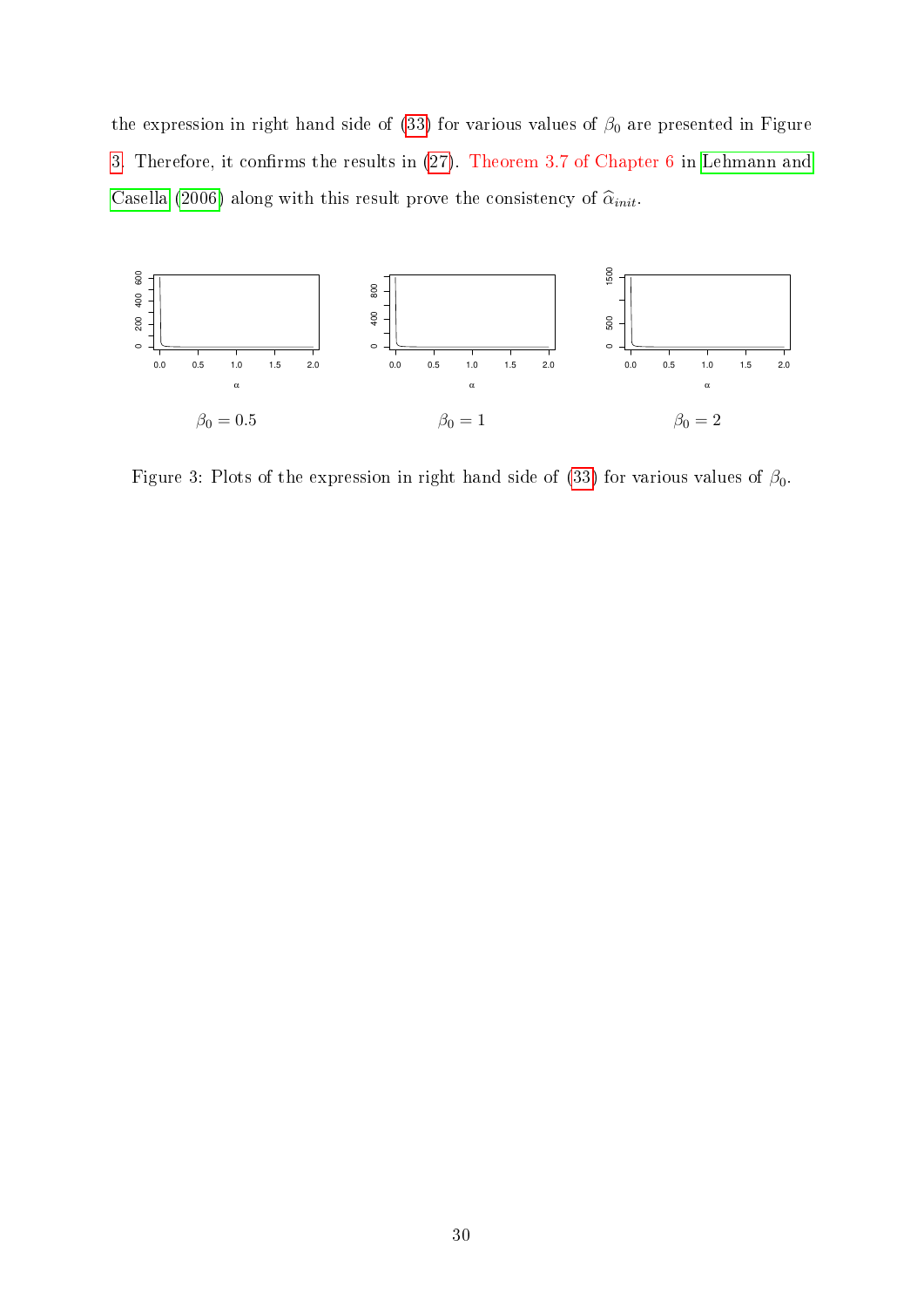the expression in right hand side of (33) for various values of $\beta_0$ are presented in Figure 3. Therefore, it confirms the results in (27). Theorem 3.7 of Chapter 6 in Lehmann and Casella (2006) along with this result prove the consistency of $\widehat{\alpha}_{init}$.

0
200
400
600
0.0
0.5
1.0
1.5
2.0
α

$\beta_0 = 0.5$

0
400
800
0.0
0.5
1.0
1.5
2.0
α

$\beta_0 = 1$

0
500
1500
0.0
0.5
1.0
1.5
2.0
α

$\beta_0 = 2$

Figure 3: Plots of the expression in right hand side of (33) for various values of $\beta_0$.